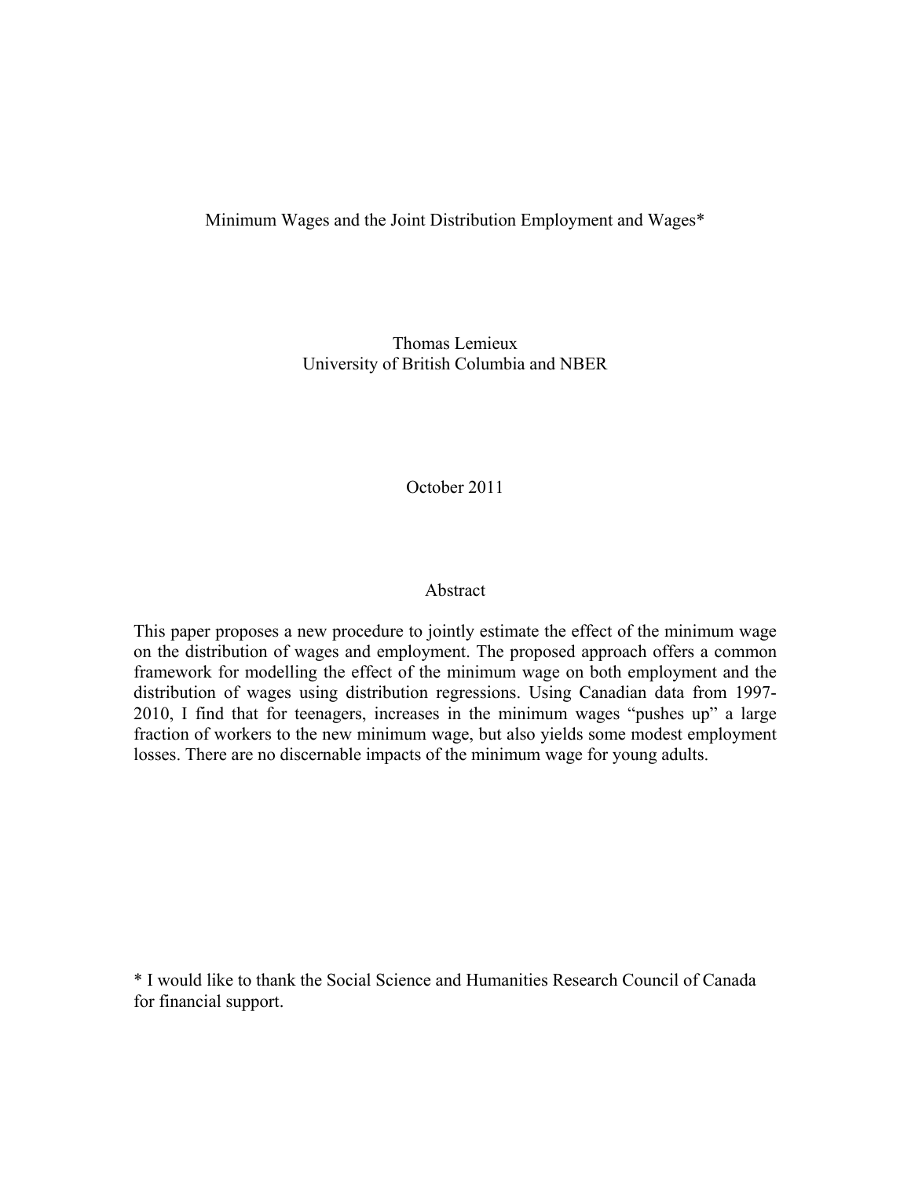# Minimum Wages and the Joint Distribution Employment and Wages*

Thomas Lemieux
University of British Columbia and NBER

October 2011

## Abstract

This paper proposes a new procedure to jointly estimate the effect of the minimum wage on the distribution of wages and employment. The proposed approach offers a common framework for modelling the effect of the minimum wage on both employment and the distribution of wages using distribution regressions. Using Canadian data from 1997-2010, I find that for teenagers, increases in the minimum wages "pushes up" a large fraction of workers to the new minimum wage, but also yields some modest employment losses. There are no discernable impacts of the minimum wage for young adults.

* I would like to thank the Social Science and Humanities Research Council of Canada for financial support.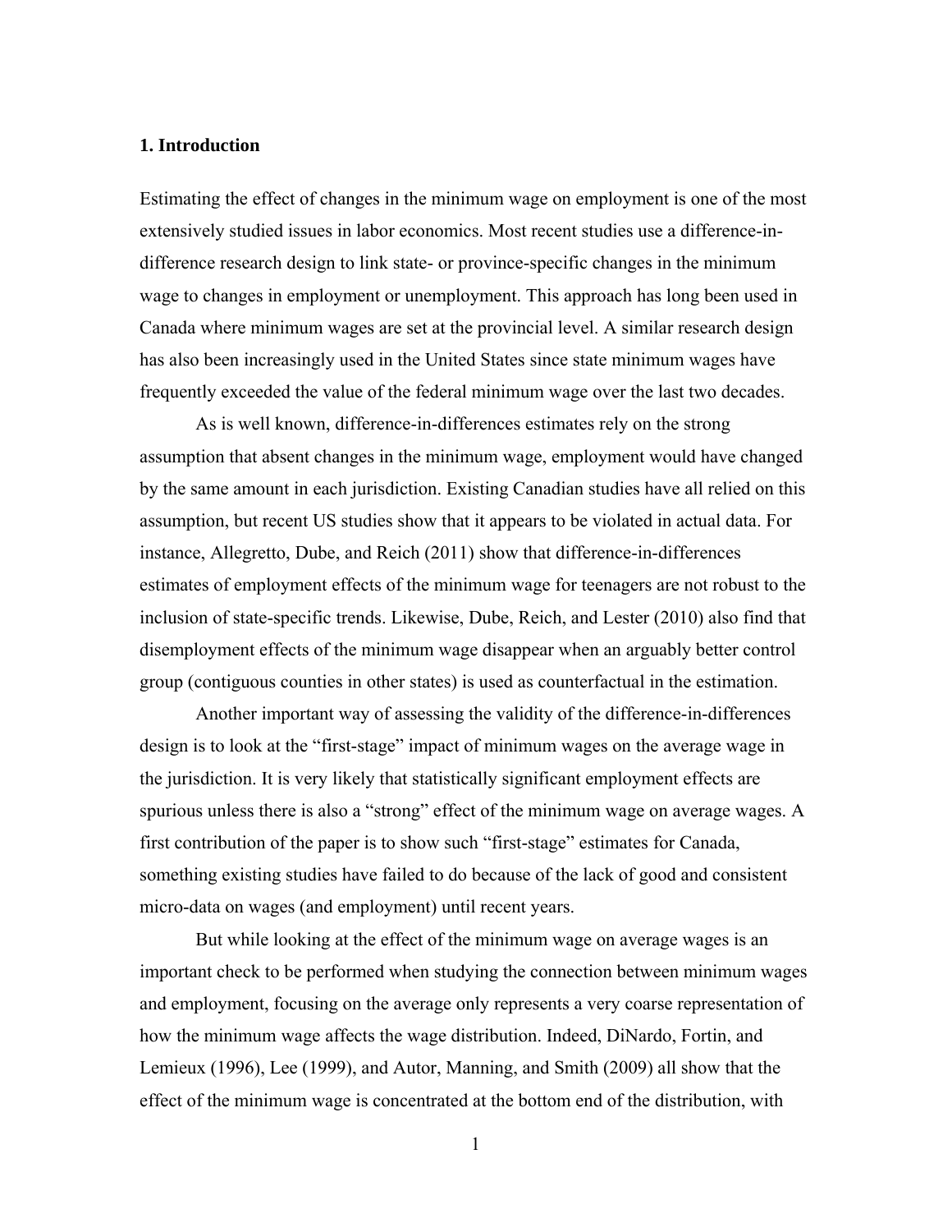## 1. Introduction

Estimating the effect of changes in the minimum wage on employment is one of the most extensively studied issues in labor economics. Most recent studies use a difference-in-difference research design to link state- or province-specific changes in the minimum wage to changes in employment or unemployment. This approach has long been used in Canada where minimum wages are set at the provincial level. A similar research design has also been increasingly used in the United States since state minimum wages have frequently exceeded the value of the federal minimum wage over the last two decades.

As is well known, difference-in-differences estimates rely on the strong assumption that absent changes in the minimum wage, employment would have changed by the same amount in each jurisdiction. Existing Canadian studies have all relied on this assumption, but recent US studies show that it appears to be violated in actual data. For instance, Allegretto, Dube, and Reich (2011) show that difference-in-differences estimates of employment effects of the minimum wage for teenagers are not robust to the inclusion of state-specific trends. Likewise, Dube, Reich, and Lester (2010) also find that disemployment effects of the minimum wage disappear when an arguably better control group (contiguous counties in other states) is used as counterfactual in the estimation.

Another important way of assessing the validity of the difference-in-differences design is to look at the "first-stage" impact of minimum wages on the average wage in the jurisdiction. It is very likely that statistically significant employment effects are spurious unless there is also a "strong" effect of the minimum wage on average wages. A first contribution of the paper is to show such "first-stage" estimates for Canada, something existing studies have failed to do because of the lack of good and consistent micro-data on wages (and employment) until recent years.

But while looking at the effect of the minimum wage on average wages is an important check to be performed when studying the connection between minimum wages and employment, focusing on the average only represents a very coarse representation of how the minimum wage affects the wage distribution. Indeed, DiNardo, Fortin, and Lemieux (1996), Lee (1999), and Autor, Manning, and Smith (2009) all show that the effect of the minimum wage is concentrated at the bottom end of the distribution, with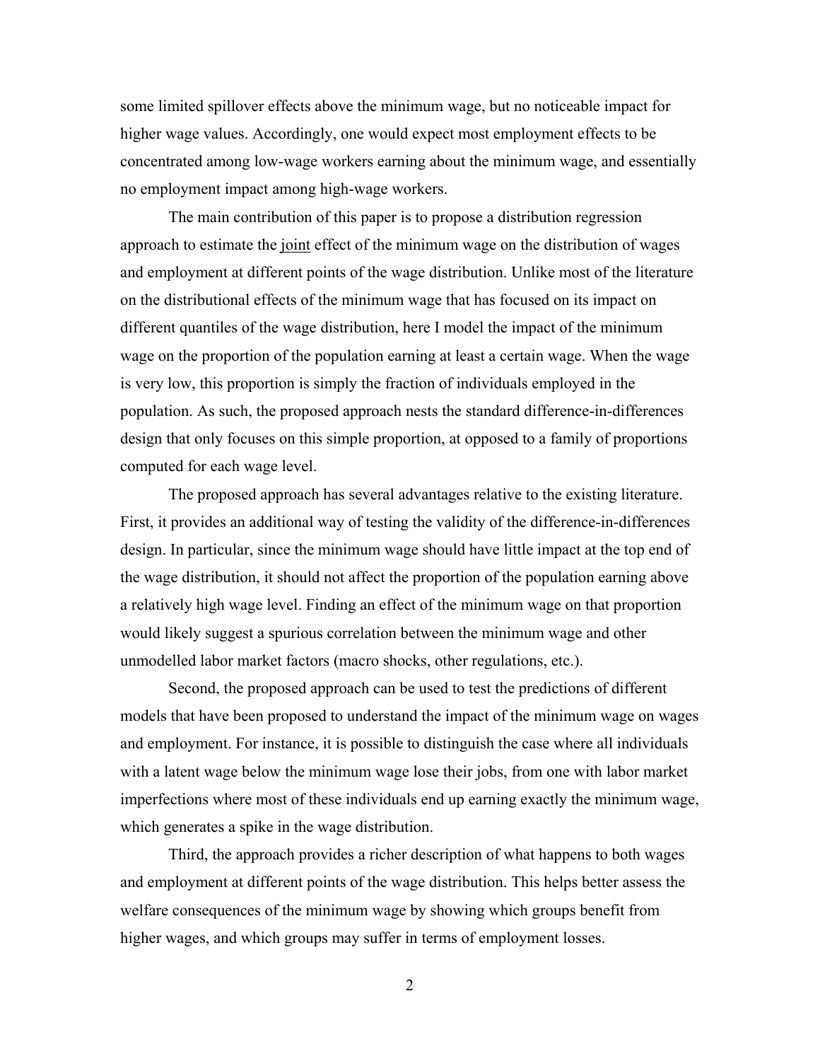some limited spillover effects above the minimum wage, but no noticeable impact for higher wage values. Accordingly, one would expect most employment effects to be concentrated among low-wage workers earning about the minimum wage, and essentially no employment impact among high-wage workers.

The main contribution of this paper is to propose a distribution regression approach to estimate the <u>joint</u> effect of the minimum wage on the distribution of wages and employment at different points of the wage distribution. Unlike most of the literature on the distributional effects of the minimum wage that has focused on its impact on different quantiles of the wage distribution, here I model the impact of the minimum wage on the proportion of the population earning at least a certain wage. When the wage is very low, this proportion is simply the fraction of individuals employed in the population. As such, the proposed approach nests the standard difference-in-differences design that only focuses on this simple proportion, at opposed to a family of proportions computed for each wage level.

The proposed approach has several advantages relative to the existing literature. First, it provides an additional way of testing the validity of the difference-in-differences design. In particular, since the minimum wage should have little impact at the top end of the wage distribution, it should not affect the proportion of the population earning above a relatively high wage level. Finding an effect of the minimum wage on that proportion would likely suggest a spurious correlation between the minimum wage and other unmodelled labor market factors (macro shocks, other regulations, etc.).

Second, the proposed approach can be used to test the predictions of different models that have been proposed to understand the impact of the minimum wage on wages and employment. For instance, it is possible to distinguish the case where all individuals with a latent wage below the minimum wage lose their jobs, from one with labor market imperfections where most of these individuals end up earning exactly the minimum wage, which generates a spike in the wage distribution.

Third, the approach provides a richer description of what happens to both wages and employment at different points of the wage distribution. This helps better assess the welfare consequences of the minimum wage by showing which groups benefit from higher wages, and which groups may suffer in terms of employment losses.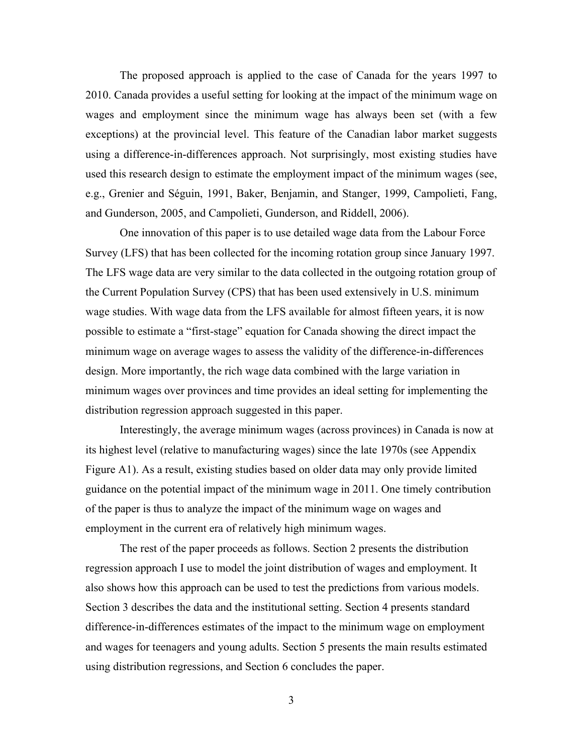The proposed approach is applied to the case of Canada for the years 1997 to 2010. Canada provides a useful setting for looking at the impact of the minimum wage on wages and employment since the minimum wage has always been set (with a few exceptions) at the provincial level. This feature of the Canadian labor market suggests using a difference-in-differences approach. Not surprisingly, most existing studies have used this research design to estimate the employment impact of the minimum wages (see, e.g., Grenier and Séguin, 1991, Baker, Benjamin, and Stanger, 1999, Campolieti, Fang, and Gunderson, 2005, and Campolieti, Gunderson, and Riddell, 2006).

One innovation of this paper is to use detailed wage data from the Labour Force Survey (LFS) that has been collected for the incoming rotation group since January 1997. The LFS wage data are very similar to the data collected in the outgoing rotation group of the Current Population Survey (CPS) that has been used extensively in U.S. minimum wage studies. With wage data from the LFS available for almost fifteen years, it is now possible to estimate a "first-stage" equation for Canada showing the direct impact the minimum wage on average wages to assess the validity of the difference-in-differences design. More importantly, the rich wage data combined with the large variation in minimum wages over provinces and time provides an ideal setting for implementing the distribution regression approach suggested in this paper.

Interestingly, the average minimum wages (across provinces) in Canada is now at its highest level (relative to manufacturing wages) since the late 1970s (see Appendix Figure A1). As a result, existing studies based on older data may only provide limited guidance on the potential impact of the minimum wage in 2011. One timely contribution of the paper is thus to analyze the impact of the minimum wage on wages and employment in the current era of relatively high minimum wages.

The rest of the paper proceeds as follows. Section 2 presents the distribution regression approach I use to model the joint distribution of wages and employment. It also shows how this approach can be used to test the predictions from various models. Section 3 describes the data and the institutional setting. Section 4 presents standard difference-in-differences estimates of the impact to the minimum wage on employment and wages for teenagers and young adults. Section 5 presents the main results estimated using distribution regressions, and Section 6 concludes the paper.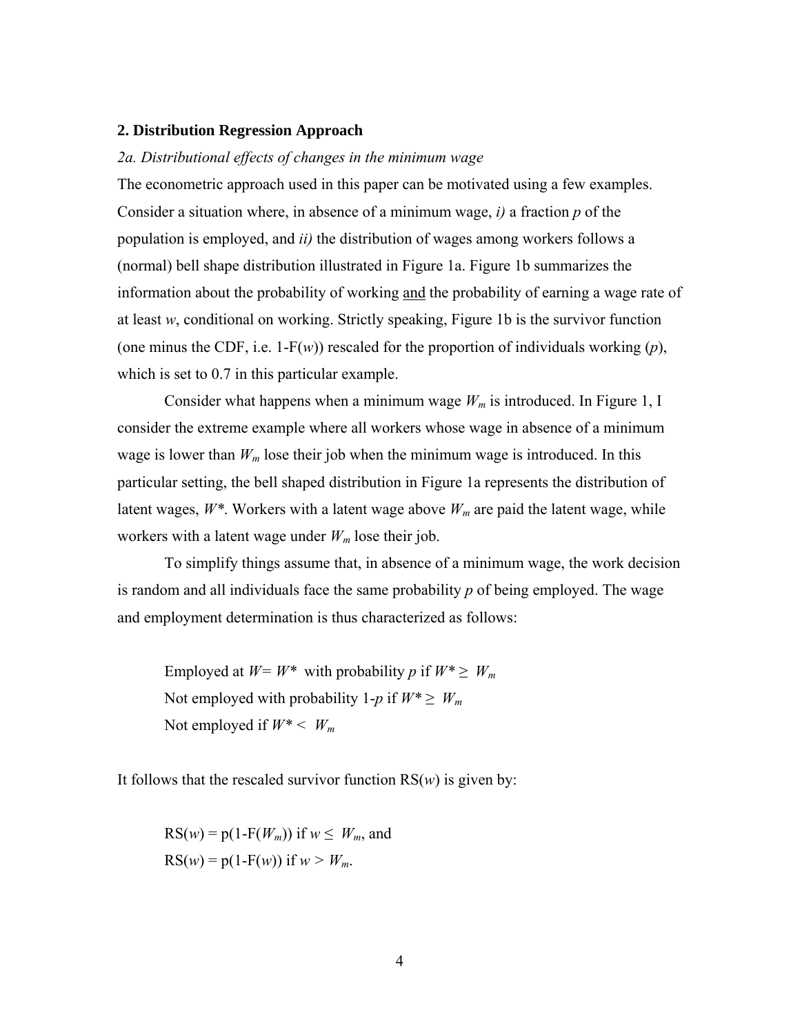## 2. Distribution Regression Approach

### *2a. Distributional effects of changes in the minimum wage*

The econometric approach used in this paper can be motivated using a few examples. Consider a situation where, in absence of a minimum wage, *i)* a fraction $p$ of the population is employed, and *ii)* the distribution of wages among workers follows a (normal) bell shape distribution illustrated in Figure 1a. Figure 1b summarizes the information about the probability of working and the probability of earning a wage rate of at least $w$, conditional on working. Strictly speaking, Figure 1b is the survivor function (one minus the CDF, i.e. $1-F(w)$) rescaled for the proportion of individuals working ($p$), which is set to 0.7 in this particular example.

Consider what happens when a minimum wage $W_m$ is introduced. In Figure 1, I consider the extreme example where all workers whose wage in absence of a minimum wage is lower than $W_m$ lose their job when the minimum wage is introduced. In this particular setting, the bell shaped distribution in Figure 1a represents the distribution of latent wages, $W^*$. Workers with a latent wage above $W_m$ are paid the latent wage, while workers with a latent wage under $W_m$ lose their job.

To simplify things assume that, in absence of a minimum wage, the work decision is random and all individuals face the same probability $p$ of being employed. The wage and employment determination is thus characterized as follows:

Employed at $W = W^*$ with probability $p$ if $W^* \geq W_m$

Not employed with probability $1-p$ if $W^* \geq W_m$

Not employed if $W^* < W_m$

It follows that the rescaled survivor function $RS(w)$ is given by:

$RS(w) = p(1-F(W_m))$ if $w \leq W_m$, and

$RS(w) = p(1-F(w))$ if $w > W_m$.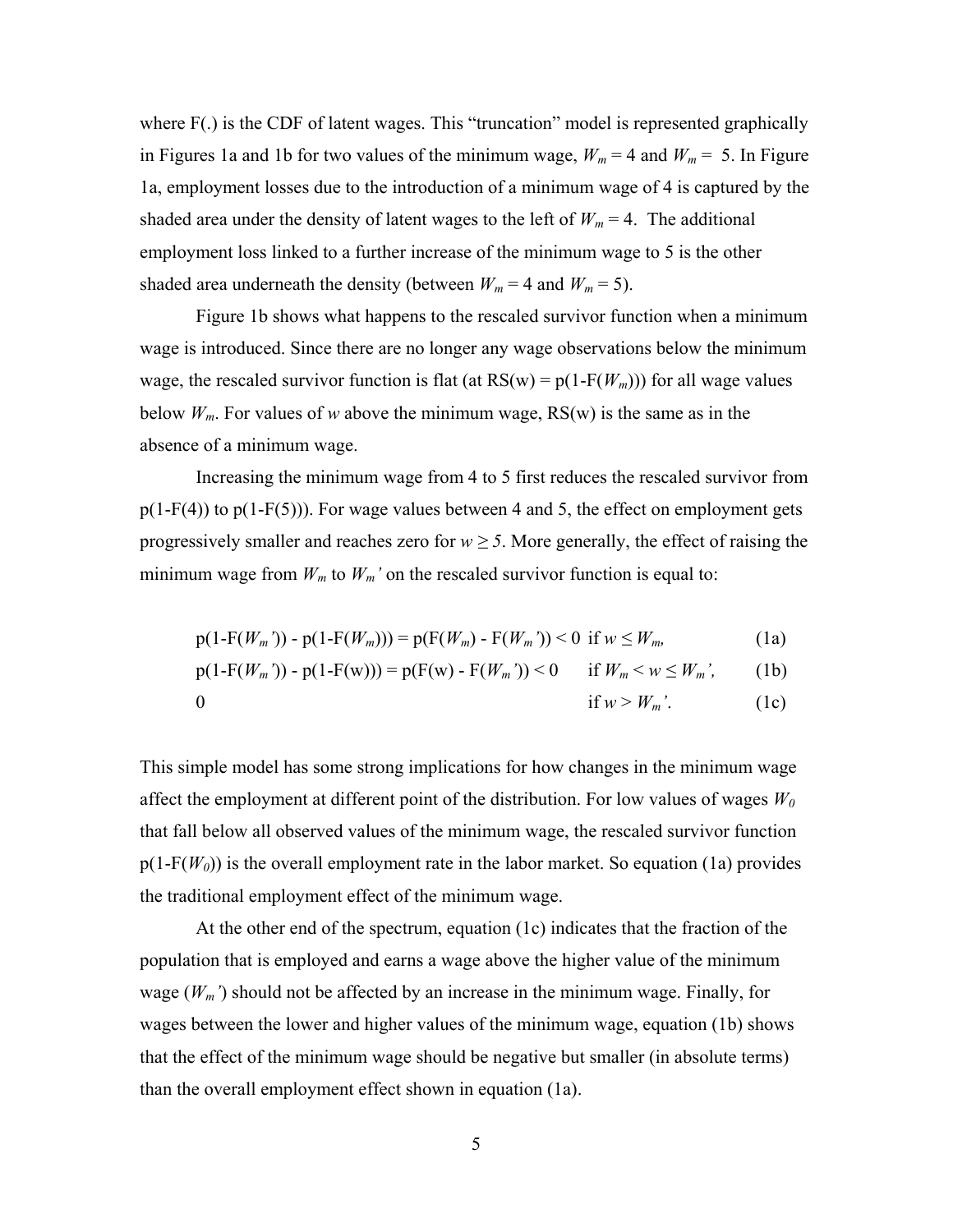where F(.) is the CDF of latent wages. This "truncation" model is represented graphically in Figures 1a and 1b for two values of the minimum wage, $W_m = 4$ and $W_m = 5$. In Figure 1a, employment losses due to the introduction of a minimum wage of 4 is captured by the shaded area under the density of latent wages to the left of $W_m = 4$. The additional employment loss linked to a further increase of the minimum wage to 5 is the other shaded area underneath the density (between $W_m = 4$ and $W_m = 5$).

Figure 1b shows what happens to the rescaled survivor function when a minimum wage is introduced. Since there are no longer any wage observations below the minimum wage, the rescaled survivor function is flat (at $RS(w) = p(1-F(W_m))$) for all wage values below $W_m$. For values of $w$ above the minimum wage, RS(w) is the same as in the absence of a minimum wage.

Increasing the minimum wage from 4 to 5 first reduces the rescaled survivor from p(1-F(4)) to p(1-F(5))). For wage values between 4 and 5, the effect on employment gets progressively smaller and reaches zero for $w \geq 5$. More generally, the effect of raising the minimum wage from $W_m$ to $W_m'$ on the rescaled survivor function is equal to:

$$p(1-F(W_m')) - p(1-F(W_m))) = p(F(W_m) - F(W_m')) < 0 \quad \text{if } w \leq W_m, \tag{1a}$$

$$p(1-F(W_m')) - p(1-F(w))) = p(F(w) - F(W_m')) < 0 \quad \text{if } W_m < w \leq W_m', \tag{1b}$$

$$0 \quad \text{if } w > W_m'. \tag{1c}$$

This simple model has some strong implications for how changes in the minimum wage affect the employment at different point of the distribution. For low values of wages $W_0$ that fall below all observed values of the minimum wage, the rescaled survivor function $p(1-F(W_0))$ is the overall employment rate in the labor market. So equation (1a) provides the traditional employment effect of the minimum wage.

At the other end of the spectrum, equation (1c) indicates that the fraction of the population that is employed and earns a wage above the higher value of the minimum wage ($W_m'$) should not be affected by an increase in the minimum wage. Finally, for wages between the lower and higher values of the minimum wage, equation (1b) shows that the effect of the minimum wage should be negative but smaller (in absolute terms) than the overall employment effect shown in equation (1a).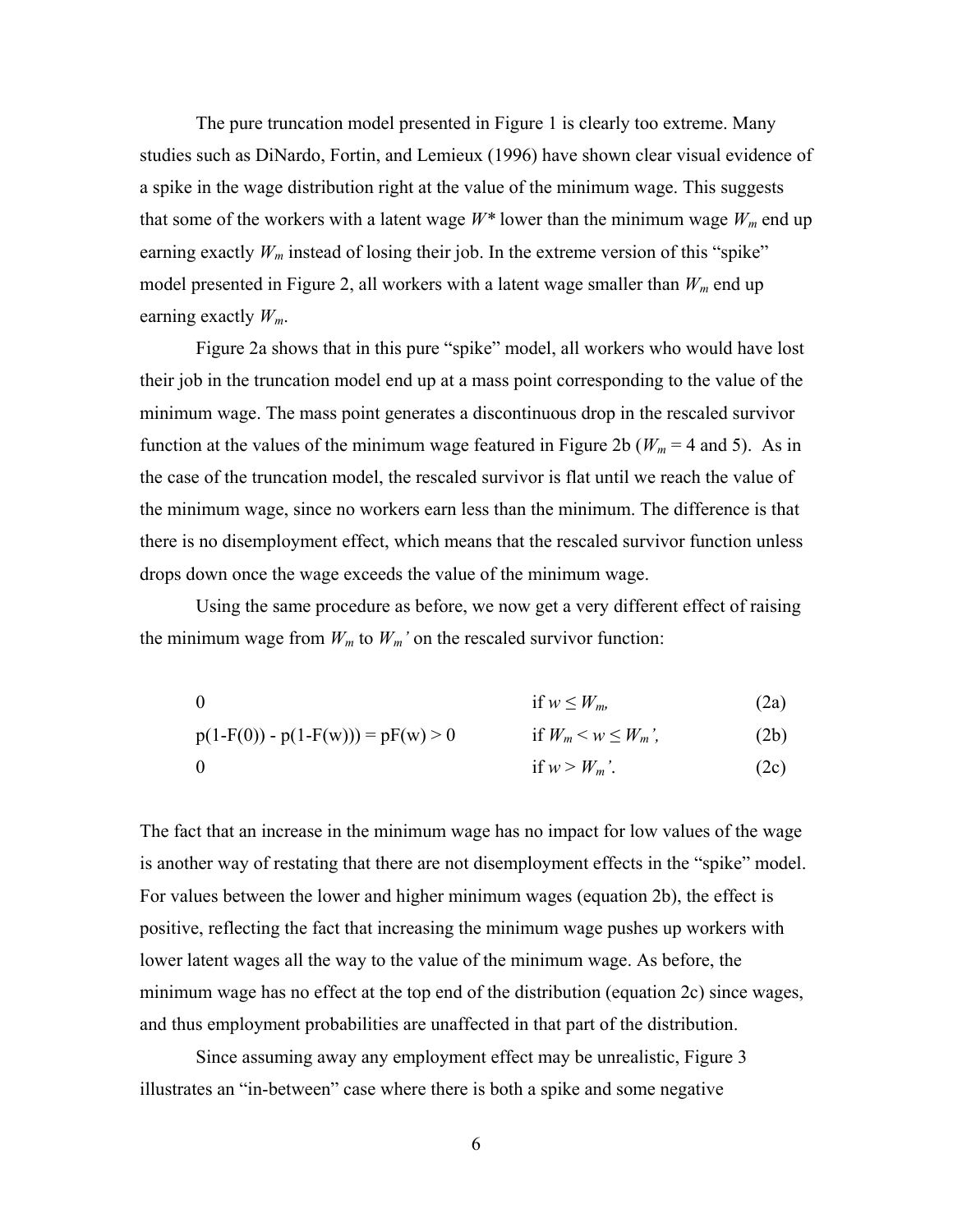The pure truncation model presented in Figure 1 is clearly too extreme. Many studies such as DiNardo, Fortin, and Lemieux (1996) have shown clear visual evidence of a spike in the wage distribution right at the value of the minimum wage. This suggests that some of the workers with a latent wage $W^*$ lower than the minimum wage $W_m$ end up earning exactly $W_m$ instead of losing their job. In the extreme version of this "spike" model presented in Figure 2, all workers with a latent wage smaller than $W_m$ end up earning exactly $W_m$.

Figure 2a shows that in this pure "spike" model, all workers who would have lost their job in the truncation model end up at a mass point corresponding to the value of the minimum wage. The mass point generates a discontinuous drop in the rescaled survivor function at the values of the minimum wage featured in Figure 2b ($W_m$ = 4 and 5). As in the case of the truncation model, the rescaled survivor is flat until we reach the value of the minimum wage, since no workers earn less than the minimum. The difference is that there is no disemployment effect, which means that the rescaled survivor function unless drops down once the wage exceeds the value of the minimum wage.

Using the same procedure as before, we now get a very different effect of raising the minimum wage from $W_m$ to $W_m'$ on the rescaled survivor function:

$$0 \qquad \text{if } w \leq W_m, \qquad \text{(2a)}$$

$$p(1\text{-}F(0)) - p(1\text{-}F(w))) = pF(w) > 0 \qquad \text{if } W_m < w \leq W_m', \qquad \text{(2b)}$$

$$0 \qquad \text{if } w > W_m'. \qquad \text{(2c)}$$

The fact that an increase in the minimum wage has no impact for low values of the wage is another way of restating that there are not disemployment effects in the "spike" model. For values between the lower and higher minimum wages (equation 2b), the effect is positive, reflecting the fact that increasing the minimum wage pushes up workers with lower latent wages all the way to the value of the minimum wage. As before, the minimum wage has no effect at the top end of the distribution (equation 2c) since wages, and thus employment probabilities are unaffected in that part of the distribution.

Since assuming away any employment effect may be unrealistic, Figure 3 illustrates an "in-between" case where there is both a spike and some negative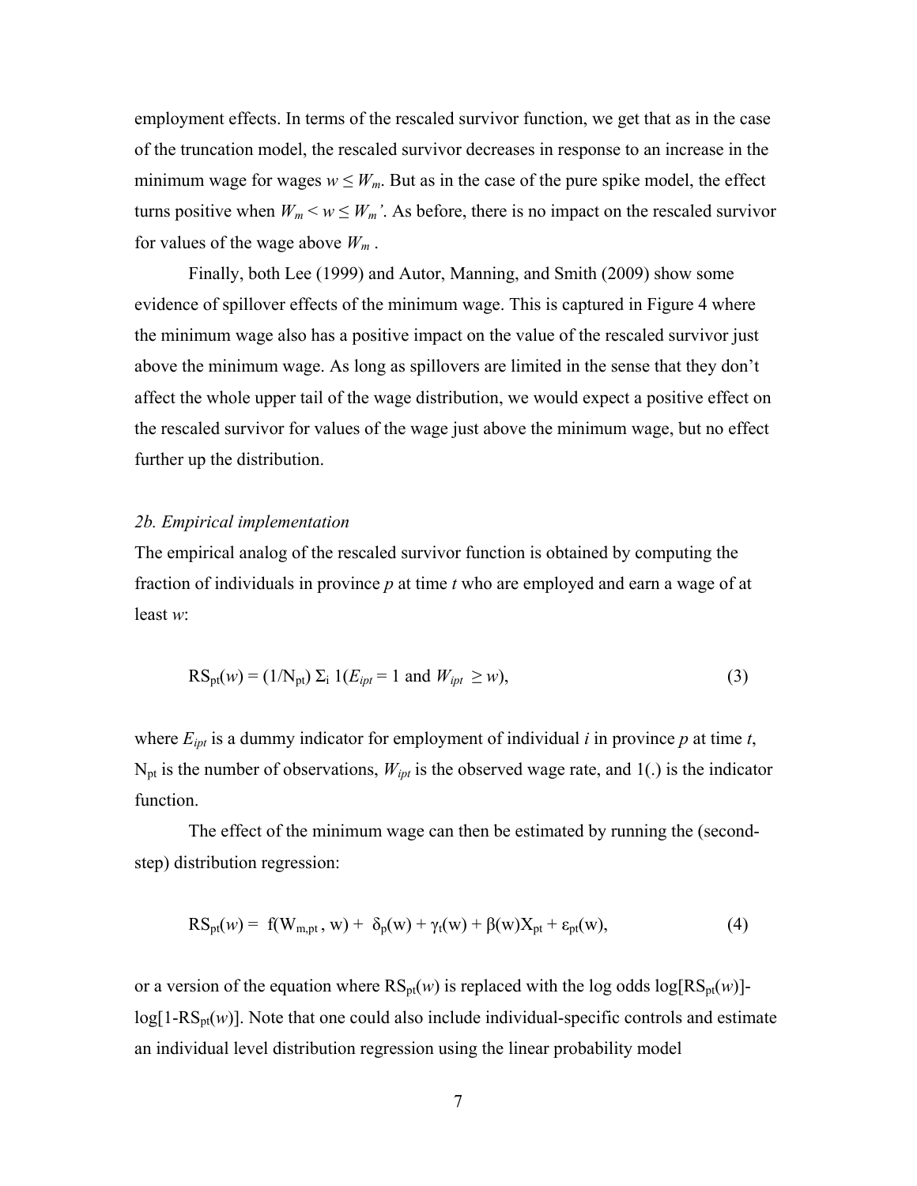employment effects. In terms of the rescaled survivor function, we get that as in the case of the truncation model, the rescaled survivor decreases in response to an increase in the minimum wage for wages $w \leq W_m$. But as in the case of the pure spike model, the effect turns positive when $W_m < w \leq W_m'$. As before, there is no impact on the rescaled survivor for values of the wage above $W_m$ .

Finally, both Lee (1999) and Autor, Manning, and Smith (2009) show some evidence of spillover effects of the minimum wage. This is captured in Figure 4 where the minimum wage also has a positive impact on the value of the rescaled survivor just above the minimum wage. As long as spillovers are limited in the sense that they don't affect the whole upper tail of the wage distribution, we would expect a positive effect on the rescaled survivor for values of the wage just above the minimum wage, but no effect further up the distribution.

*2b. Empirical implementation*

The empirical analog of the rescaled survivor function is obtained by computing the fraction of individuals in province $p$ at time $t$ who are employed and earn a wage of at least $w$:

$$\mathrm{RS}_{pt}(w) = (1/\mathrm{N}_{pt})\, \Sigma_i\, 1(E_{ipt} = 1 \text{ and } W_{ipt} \geq w), \tag{3}$$

where $E_{ipt}$ is a dummy indicator for employment of individual $i$ in province $p$ at time $t$, $\mathrm{N}_{pt}$ is the number of observations, $W_{ipt}$ is the observed wage rate, and 1(.) is the indicator function.

The effect of the minimum wage can then be estimated by running the (second-step) distribution regression:

$$\mathrm{RS}_{pt}(w) = f(\mathrm{W}_{m,pt}, \mathrm{w}) + \delta_p(\mathrm{w}) + \gamma_t(\mathrm{w}) + \beta(\mathrm{w})\mathrm{X}_{pt} + \varepsilon_{pt}(\mathrm{w}), \tag{4}$$

or a version of the equation where $\mathrm{RS}_{pt}(w)$ is replaced with the log odds $\log[\mathrm{RS}_{pt}(w)]$-$\log[1\text{-}\mathrm{RS}_{pt}(w)]$. Note that one could also include individual-specific controls and estimate an individual level distribution regression using the linear probability model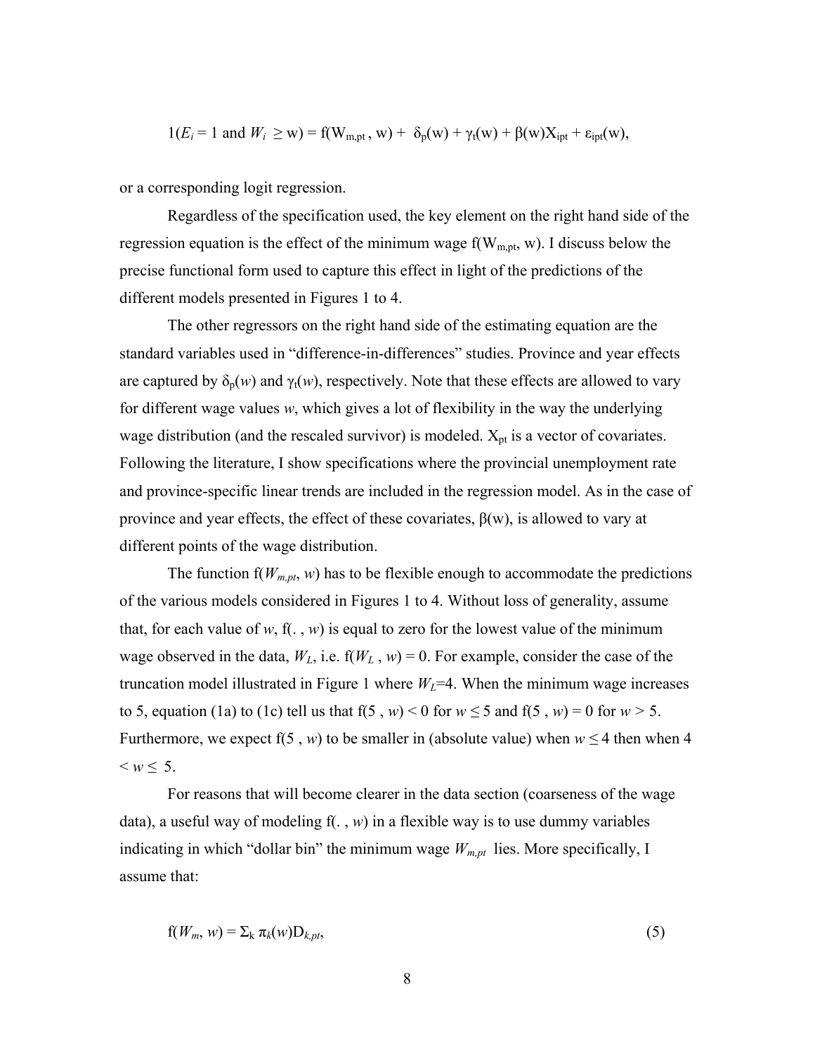$$1(E_i = 1 \text{ and } W_i \geq \text{w}) = \text{f}(\text{W}_{\text{m,pt}}, \text{w}) + \delta_{\text{p}}(\text{w}) + \gamma_{\text{t}}(\text{w}) + \beta(\text{w})\text{X}_{\text{ipt}} + \varepsilon_{\text{ipt}}(\text{w}),$$

or a corresponding logit regression.

Regardless of the specification used, the key element on the right hand side of the regression equation is the effect of the minimum wage $\text{f}(\text{W}_{\text{m,pt}}, \text{w})$. I discuss below the precise functional form used to capture this effect in light of the predictions of the different models presented in Figures 1 to 4.

The other regressors on the right hand side of the estimating equation are the standard variables used in "difference-in-differences" studies. Province and year effects are captured by $\delta_p(w)$ and $\gamma_t(w)$, respectively. Note that these effects are allowed to vary for different wage values $w$, which gives a lot of flexibility in the way the underlying wage distribution (and the rescaled survivor) is modeled. $\text{X}_{\text{pt}}$ is a vector of covariates. Following the literature, I show specifications where the provincial unemployment rate and province-specific linear trends are included in the regression model. As in the case of province and year effects, the effect of these covariates, $\beta(\text{w})$, is allowed to vary at different points of the wage distribution.

The function $\text{f}(W_{m,pt}, w)$ has to be flexible enough to accommodate the predictions of the various models considered in Figures 1 to 4. Without loss of generality, assume that, for each value of $w$, $\text{f}(. , w)$ is equal to zero for the lowest value of the minimum wage observed in the data, $W_L$, i.e. $\text{f}(W_L , w) = 0$. For example, consider the case of the truncation model illustrated in Figure 1 where $W_L$=4. When the minimum wage increases to 5, equation (1a) to (1c) tell us that $\text{f}(5 , w) < 0$ for $w \leq 5$ and $\text{f}(5 , w) = 0$ for $w > 5$. Furthermore, we expect $\text{f}(5 , w)$ to be smaller in (absolute value) when $w \leq 4$ then when $4 < w \leq 5$.

For reasons that will become clearer in the data section (coarseness of the wage data), a useful way of modeling $\text{f}(. , w)$ in a flexible way is to use dummy variables indicating in which "dollar bin" the minimum wage $W_{m,pt}$ lies. More specifically, I assume that:

$$\text{f}(W_m, w) = \Sigma_{\text{k}}\, \pi_k(w)\text{D}_{k,pt}, \tag{5}$$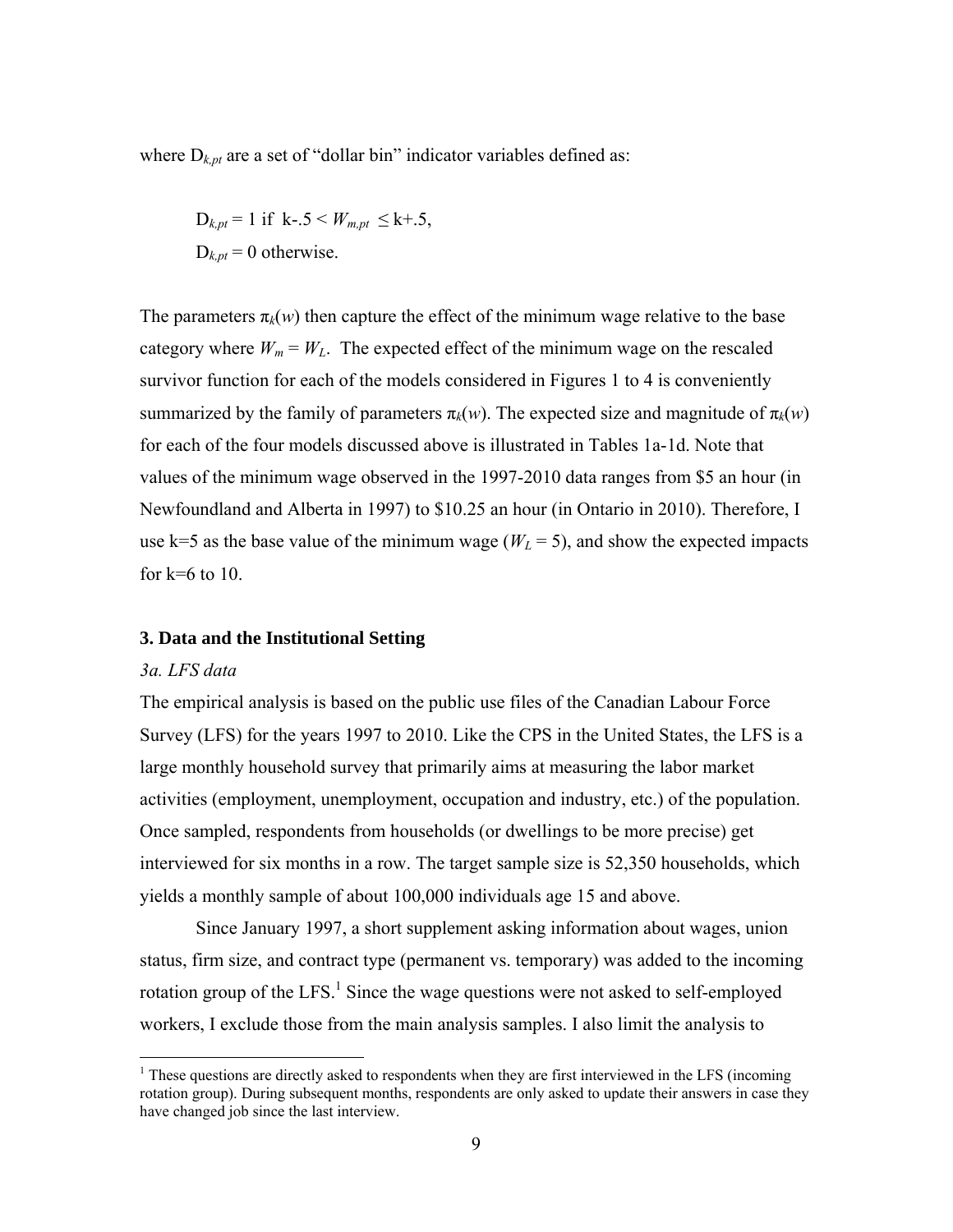where $D_{k,pt}$ are a set of "dollar bin" indicator variables defined as:

$D_{k,pt} = 1$ if $k-.5 < W_{m,pt} \leq k+.5$,

$D_{k,pt} = 0$ otherwise.

The parameters $\pi_k(w)$ then capture the effect of the minimum wage relative to the base category where $W_m = W_L$. The expected effect of the minimum wage on the rescaled survivor function for each of the models considered in Figures 1 to 4 is conveniently summarized by the family of parameters $\pi_k(w)$. The expected size and magnitude of $\pi_k(w)$ for each of the four models discussed above is illustrated in Tables 1a-1d. Note that values of the minimum wage observed in the 1997-2010 data ranges from \$5 an hour (in Newfoundland and Alberta in 1997) to \$10.25 an hour (in Ontario in 2010). Therefore, I use k=5 as the base value of the minimum wage ($W_L = 5$), and show the expected impacts for k=6 to 10.

### 3. Data and the Institutional Setting

*3a. LFS data*

The empirical analysis is based on the public use files of the Canadian Labour Force Survey (LFS) for the years 1997 to 2010. Like the CPS in the United States, the LFS is a large monthly household survey that primarily aims at measuring the labor market activities (employment, unemployment, occupation and industry, etc.) of the population. Once sampled, respondents from households (or dwellings to be more precise) get interviewed for six months in a row. The target sample size is 52,350 households, which yields a monthly sample of about 100,000 individuals age 15 and above.

Since January 1997, a short supplement asking information about wages, union status, firm size, and contract type (permanent vs. temporary) was added to the incoming rotation group of the LFS.[1] Since the wage questions were not asked to self-employed workers, I exclude those from the main analysis samples. I also limit the analysis to

[1] These questions are directly asked to respondents when they are first interviewed in the LFS (incoming rotation group). During subsequent months, respondents are only asked to update their answers in case they have changed job since the last interview.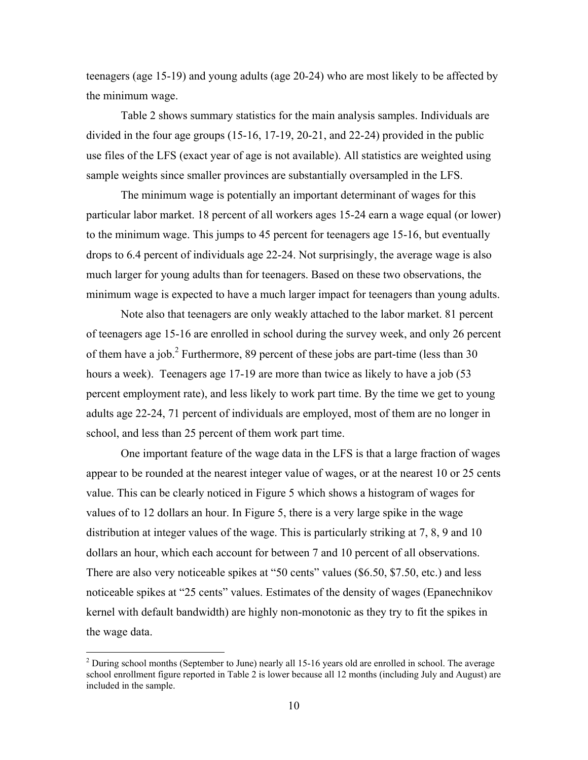teenagers (age 15-19) and young adults (age 20-24) who are most likely to be affected by the minimum wage.

Table 2 shows summary statistics for the main analysis samples. Individuals are divided in the four age groups (15-16, 17-19, 20-21, and 22-24) provided in the public use files of the LFS (exact year of age is not available). All statistics are weighted using sample weights since smaller provinces are substantially oversampled in the LFS.

The minimum wage is potentially an important determinant of wages for this particular labor market. 18 percent of all workers ages 15-24 earn a wage equal (or lower) to the minimum wage. This jumps to 45 percent for teenagers age 15-16, but eventually drops to 6.4 percent of individuals age 22-24. Not surprisingly, the average wage is also much larger for young adults than for teenagers. Based on these two observations, the minimum wage is expected to have a much larger impact for teenagers than young adults.

Note also that teenagers are only weakly attached to the labor market. 81 percent of teenagers age 15-16 are enrolled in school during the survey week, and only 26 percent of them have a job.[2] Furthermore, 89 percent of these jobs are part-time (less than 30 hours a week). Teenagers age 17-19 are more than twice as likely to have a job (53 percent employment rate), and less likely to work part time. By the time we get to young adults age 22-24, 71 percent of individuals are employed, most of them are no longer in school, and less than 25 percent of them work part time.

One important feature of the wage data in the LFS is that a large fraction of wages appear to be rounded at the nearest integer value of wages, or at the nearest 10 or 25 cents value. This can be clearly noticed in Figure 5 which shows a histogram of wages for values of to 12 dollars an hour. In Figure 5, there is a very large spike in the wage distribution at integer values of the wage. This is particularly striking at 7, 8, 9 and 10 dollars an hour, which each account for between 7 and 10 percent of all observations. There are also very noticeable spikes at "50 cents" values ($6.50, $7.50, etc.) and less noticeable spikes at "25 cents" values. Estimates of the density of wages (Epanechnikov kernel with default bandwidth) are highly non-monotonic as they try to fit the spikes in the wage data.

[2] During school months (September to June) nearly all 15-16 years old are enrolled in school. The average school enrollment figure reported in Table 2 is lower because all 12 months (including July and August) are included in the sample.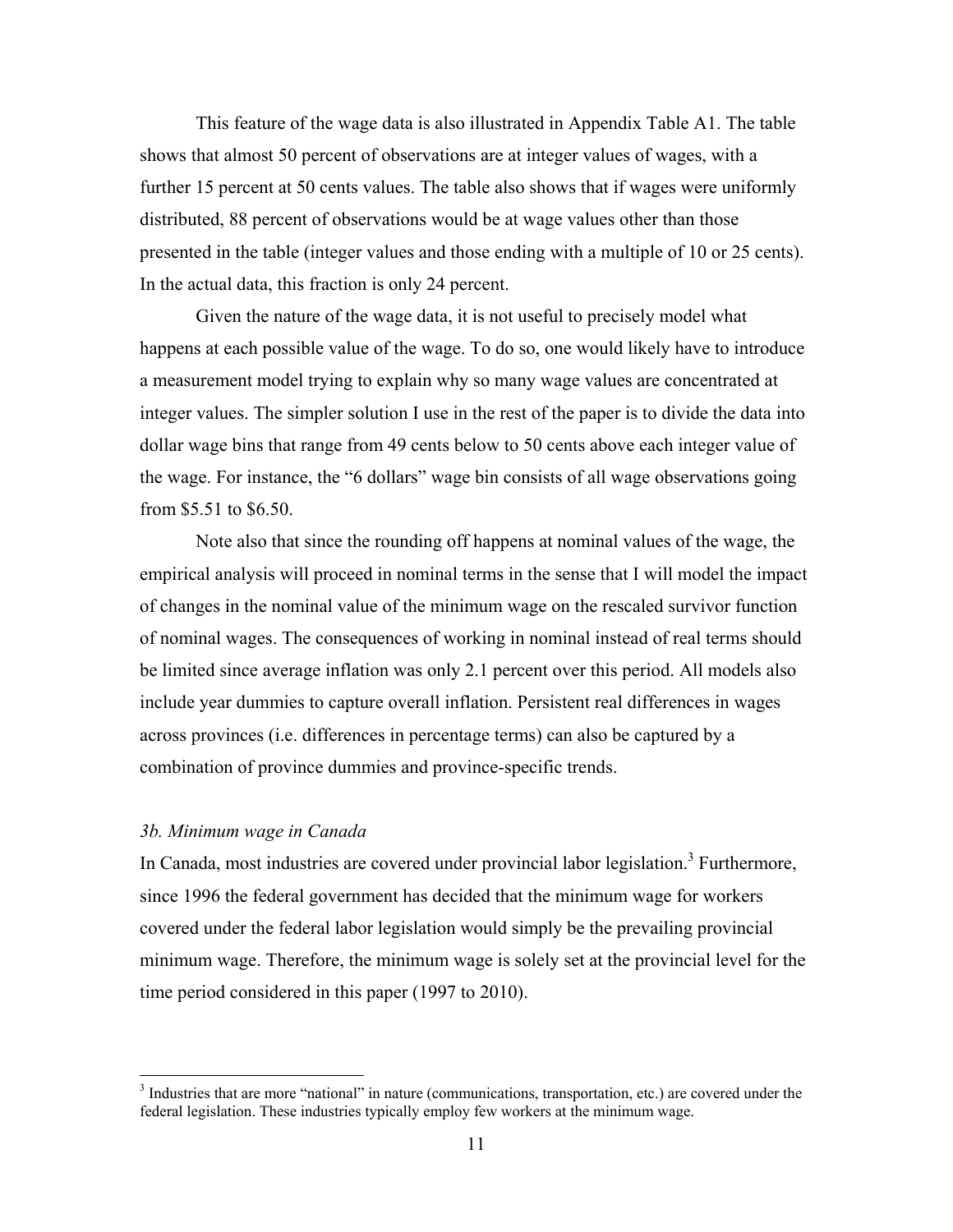This feature of the wage data is also illustrated in Appendix Table A1. The table shows that almost 50 percent of observations are at integer values of wages, with a further 15 percent at 50 cents values. The table also shows that if wages were uniformly distributed, 88 percent of observations would be at wage values other than those presented in the table (integer values and those ending with a multiple of 10 or 25 cents). In the actual data, this fraction is only 24 percent.

Given the nature of the wage data, it is not useful to precisely model what happens at each possible value of the wage. To do so, one would likely have to introduce a measurement model trying to explain why so many wage values are concentrated at integer values. The simpler solution I use in the rest of the paper is to divide the data into dollar wage bins that range from 49 cents below to 50 cents above each integer value of the wage. For instance, the "6 dollars" wage bin consists of all wage observations going from $5.51 to $6.50.

Note also that since the rounding off happens at nominal values of the wage, the empirical analysis will proceed in nominal terms in the sense that I will model the impact of changes in the nominal value of the minimum wage on the rescaled survivor function of nominal wages. The consequences of working in nominal instead of real terms should be limited since average inflation was only 2.1 percent over this period. All models also include year dummies to capture overall inflation. Persistent real differences in wages across provinces (i.e. differences in percentage terms) can also be captured by a combination of province dummies and province-specific trends.

### *3b. Minimum wage in Canada*

In Canada, most industries are covered under provincial labor legislation.[3] Furthermore, since 1996 the federal government has decided that the minimum wage for workers covered under the federal labor legislation would simply be the prevailing provincial minimum wage. Therefore, the minimum wage is solely set at the provincial level for the time period considered in this paper (1997 to 2010).

[3] Industries that are more "national" in nature (communications, transportation, etc.) are covered under the federal legislation. These industries typically employ few workers at the minimum wage.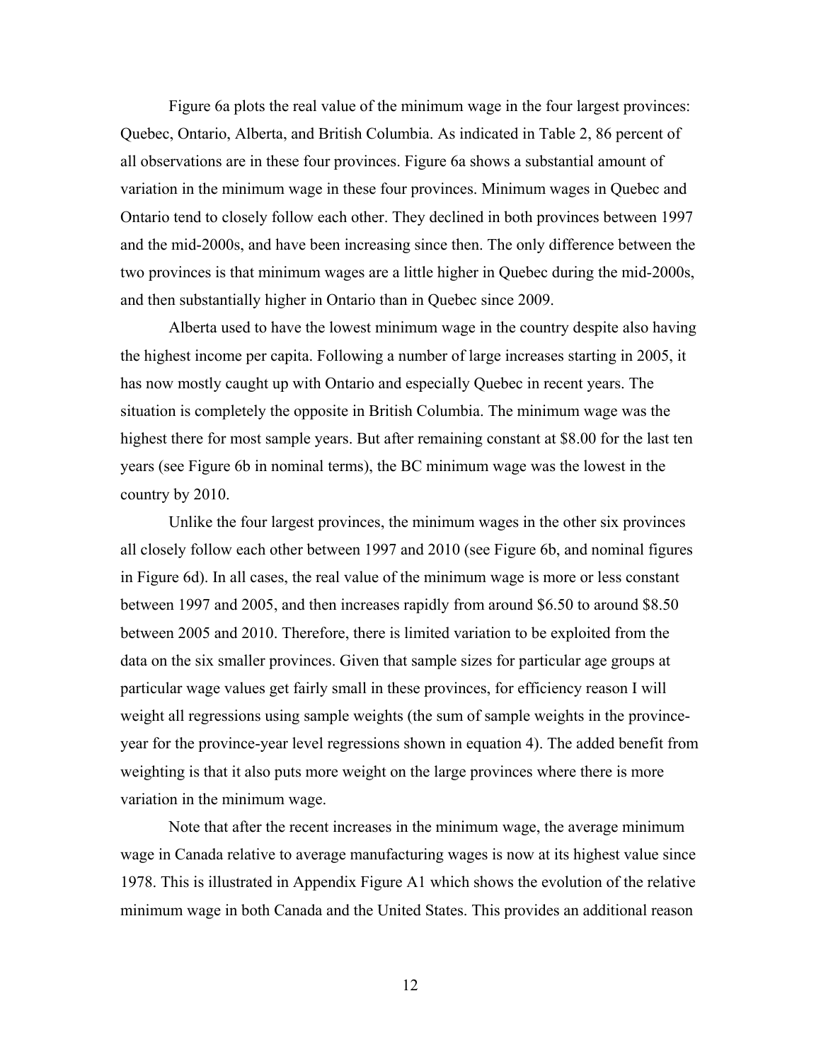Figure 6a plots the real value of the minimum wage in the four largest provinces: Quebec, Ontario, Alberta, and British Columbia. As indicated in Table 2, 86 percent of all observations are in these four provinces. Figure 6a shows a substantial amount of variation in the minimum wage in these four provinces. Minimum wages in Quebec and Ontario tend to closely follow each other. They declined in both provinces between 1997 and the mid-2000s, and have been increasing since then. The only difference between the two provinces is that minimum wages are a little higher in Quebec during the mid-2000s, and then substantially higher in Ontario than in Quebec since 2009.

Alberta used to have the lowest minimum wage in the country despite also having the highest income per capita. Following a number of large increases starting in 2005, it has now mostly caught up with Ontario and especially Quebec in recent years. The situation is completely the opposite in British Columbia. The minimum wage was the highest there for most sample years. But after remaining constant at $8.00 for the last ten years (see Figure 6b in nominal terms), the BC minimum wage was the lowest in the country by 2010.

Unlike the four largest provinces, the minimum wages in the other six provinces all closely follow each other between 1997 and 2010 (see Figure 6b, and nominal figures in Figure 6d). In all cases, the real value of the minimum wage is more or less constant between 1997 and 2005, and then increases rapidly from around $6.50 to around $8.50 between 2005 and 2010. Therefore, there is limited variation to be exploited from the data on the six smaller provinces. Given that sample sizes for particular age groups at particular wage values get fairly small in these provinces, for efficiency reason I will weight all regressions using sample weights (the sum of sample weights in the province-year for the province-year level regressions shown in equation 4). The added benefit from weighting is that it also puts more weight on the large provinces where there is more variation in the minimum wage.

Note that after the recent increases in the minimum wage, the average minimum wage in Canada relative to average manufacturing wages is now at its highest value since 1978. This is illustrated in Appendix Figure A1 which shows the evolution of the relative minimum wage in both Canada and the United States. This provides an additional reason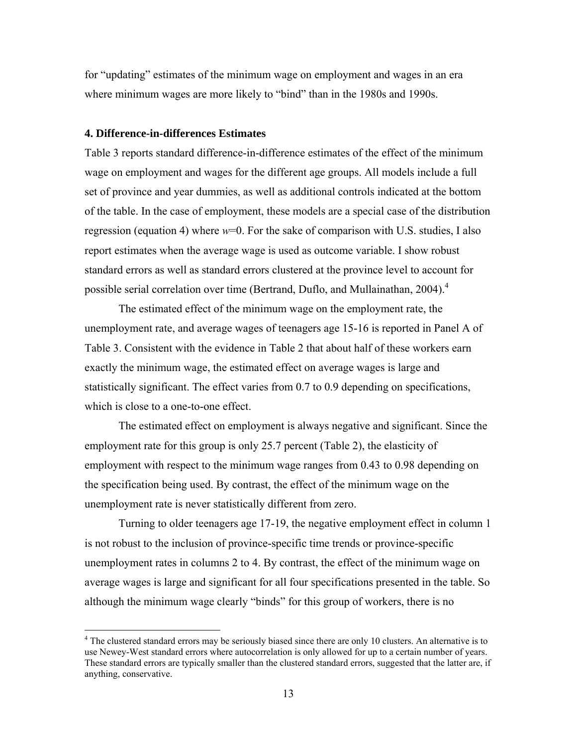for "updating" estimates of the minimum wage on employment and wages in an era where minimum wages are more likely to "bind" than in the 1980s and 1990s.

### 4. Difference-in-differences Estimates

Table 3 reports standard difference-in-difference estimates of the effect of the minimum wage on employment and wages for the different age groups. All models include a full set of province and year dummies, as well as additional controls indicated at the bottom of the table. In the case of employment, these models are a special case of the distribution regression (equation 4) where $w$=0. For the sake of comparison with U.S. studies, I also report estimates when the average wage is used as outcome variable. I show robust standard errors as well as standard errors clustered at the province level to account for possible serial correlation over time (Bertrand, Duflo, and Mullainathan, 2004).[4]

The estimated effect of the minimum wage on the employment rate, the unemployment rate, and average wages of teenagers age 15-16 is reported in Panel A of Table 3. Consistent with the evidence in Table 2 that about half of these workers earn exactly the minimum wage, the estimated effect on average wages is large and statistically significant. The effect varies from 0.7 to 0.9 depending on specifications, which is close to a one-to-one effect.

The estimated effect on employment is always negative and significant. Since the employment rate for this group is only 25.7 percent (Table 2), the elasticity of employment with respect to the minimum wage ranges from 0.43 to 0.98 depending on the specification being used. By contrast, the effect of the minimum wage on the unemployment rate is never statistically different from zero.

Turning to older teenagers age 17-19, the negative employment effect in column 1 is not robust to the inclusion of province-specific time trends or province-specific unemployment rates in columns 2 to 4. By contrast, the effect of the minimum wage on average wages is large and significant for all four specifications presented in the table. So although the minimum wage clearly "binds" for this group of workers, there is no

[4] The clustered standard errors may be seriously biased since there are only 10 clusters. An alternative is to use Newey-West standard errors where autocorrelation is only allowed for up to a certain number of years. These standard errors are typically smaller than the clustered standard errors, suggested that the latter are, if anything, conservative.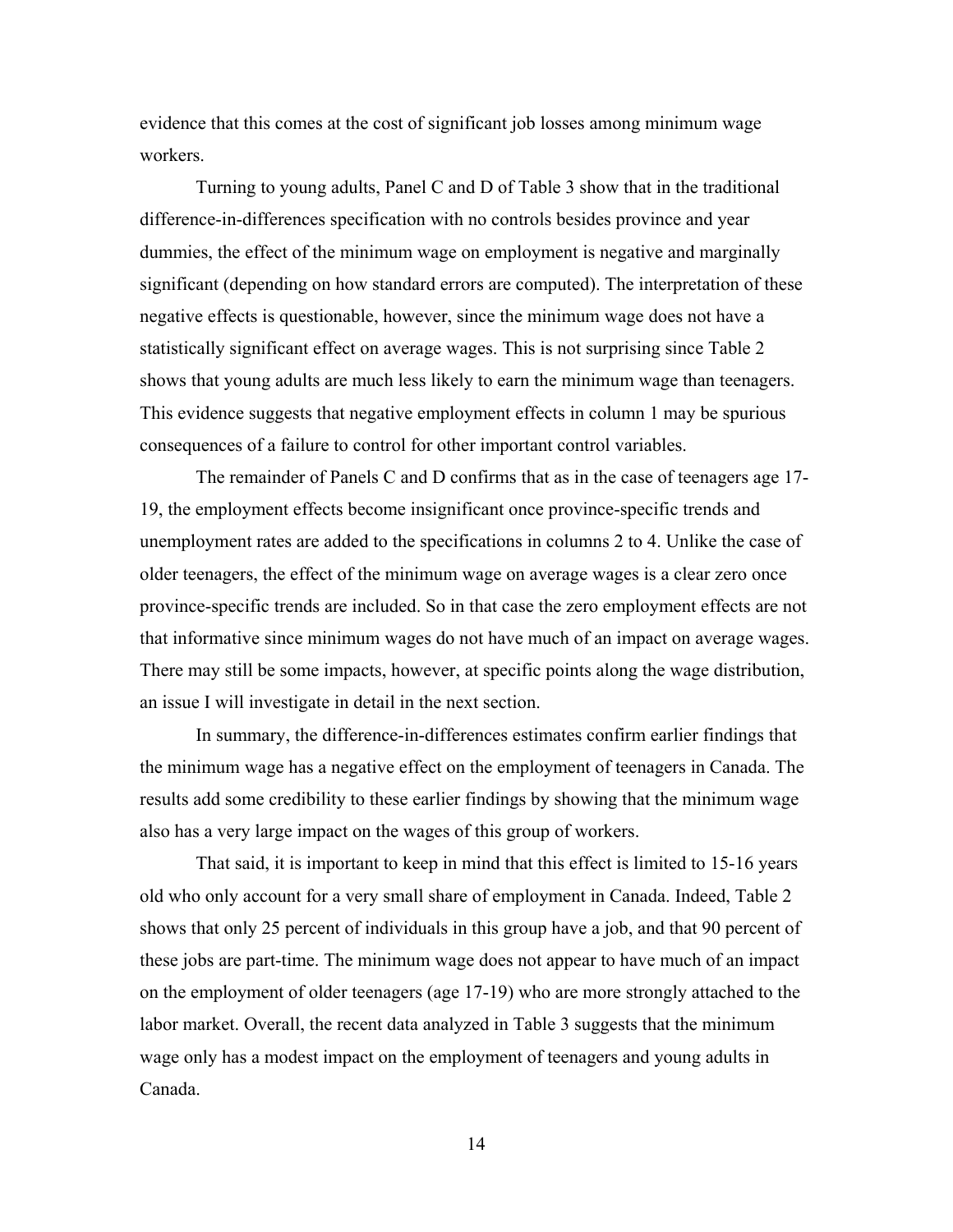evidence that this comes at the cost of significant job losses among minimum wage workers.

Turning to young adults, Panel C and D of Table 3 show that in the traditional difference-in-differences specification with no controls besides province and year dummies, the effect of the minimum wage on employment is negative and marginally significant (depending on how standard errors are computed). The interpretation of these negative effects is questionable, however, since the minimum wage does not have a statistically significant effect on average wages. This is not surprising since Table 2 shows that young adults are much less likely to earn the minimum wage than teenagers. This evidence suggests that negative employment effects in column 1 may be spurious consequences of a failure to control for other important control variables.

The remainder of Panels C and D confirms that as in the case of teenagers age 17-19, the employment effects become insignificant once province-specific trends and unemployment rates are added to the specifications in columns 2 to 4. Unlike the case of older teenagers, the effect of the minimum wage on average wages is a clear zero once province-specific trends are included. So in that case the zero employment effects are not that informative since minimum wages do not have much of an impact on average wages. There may still be some impacts, however, at specific points along the wage distribution, an issue I will investigate in detail in the next section.

In summary, the difference-in-differences estimates confirm earlier findings that the minimum wage has a negative effect on the employment of teenagers in Canada. The results add some credibility to these earlier findings by showing that the minimum wage also has a very large impact on the wages of this group of workers.

That said, it is important to keep in mind that this effect is limited to 15-16 years old who only account for a very small share of employment in Canada. Indeed, Table 2 shows that only 25 percent of individuals in this group have a job, and that 90 percent of these jobs are part-time. The minimum wage does not appear to have much of an impact on the employment of older teenagers (age 17-19) who are more strongly attached to the labor market. Overall, the recent data analyzed in Table 3 suggests that the minimum wage only has a modest impact on the employment of teenagers and young adults in Canada.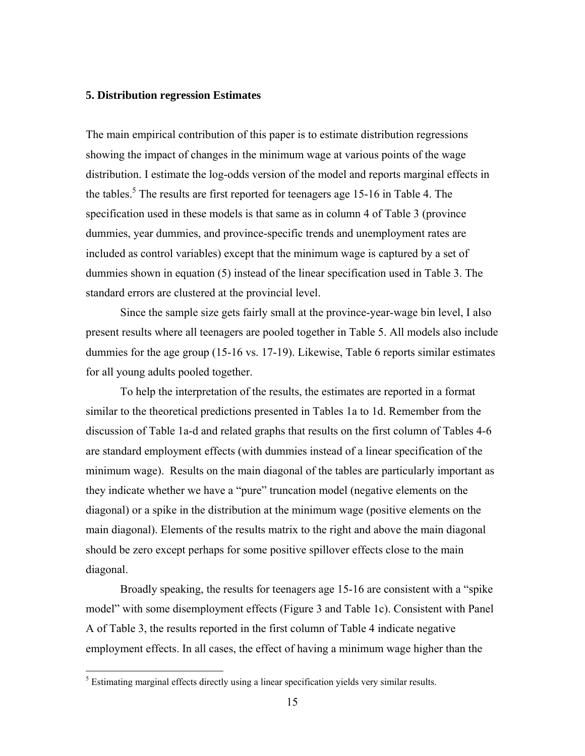### 5. Distribution regression Estimates

The main empirical contribution of this paper is to estimate distribution regressions showing the impact of changes in the minimum wage at various points of the wage distribution. I estimate the log-odds version of the model and reports marginal effects in the tables.[5] The results are first reported for teenagers age 15-16 in Table 4. The specification used in these models is that same as in column 4 of Table 3 (province dummies, year dummies, and province-specific trends and unemployment rates are included as control variables) except that the minimum wage is captured by a set of dummies shown in equation (5) instead of the linear specification used in Table 3. The standard errors are clustered at the provincial level.

Since the sample size gets fairly small at the province-year-wage bin level, I also present results where all teenagers are pooled together in Table 5. All models also include dummies for the age group (15-16 vs. 17-19). Likewise, Table 6 reports similar estimates for all young adults pooled together.

To help the interpretation of the results, the estimates are reported in a format similar to the theoretical predictions presented in Tables 1a to 1d. Remember from the discussion of Table 1a-d and related graphs that results on the first column of Tables 4-6 are standard employment effects (with dummies instead of a linear specification of the minimum wage). Results on the main diagonal of the tables are particularly important as they indicate whether we have a "pure" truncation model (negative elements on the diagonal) or a spike in the distribution at the minimum wage (positive elements on the main diagonal). Elements of the results matrix to the right and above the main diagonal should be zero except perhaps for some positive spillover effects close to the main diagonal.

Broadly speaking, the results for teenagers age 15-16 are consistent with a "spike model" with some disemployment effects (Figure 3 and Table 1c). Consistent with Panel A of Table 3, the results reported in the first column of Table 4 indicate negative employment effects. In all cases, the effect of having a minimum wage higher than the

[5] Estimating marginal effects directly using a linear specification yields very similar results.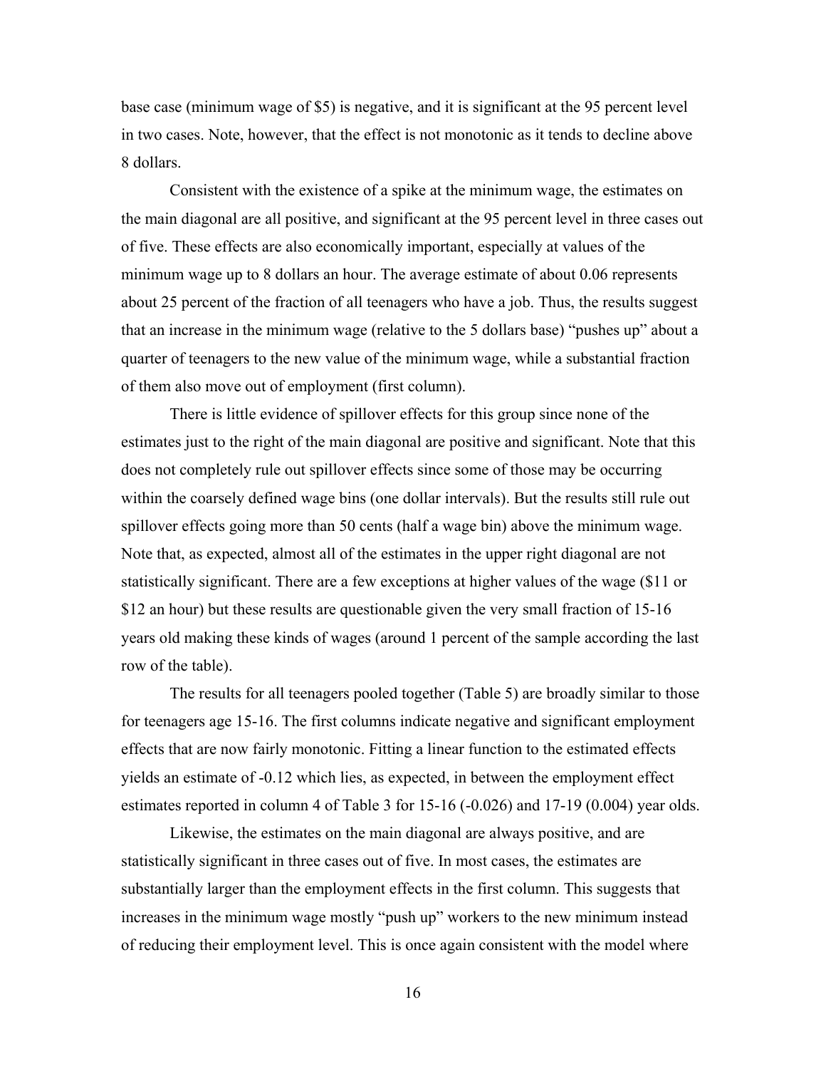base case (minimum wage of $5) is negative, and it is significant at the 95 percent level in two cases. Note, however, that the effect is not monotonic as it tends to decline above 8 dollars.

Consistent with the existence of a spike at the minimum wage, the estimates on the main diagonal are all positive, and significant at the 95 percent level in three cases out of five. These effects are also economically important, especially at values of the minimum wage up to 8 dollars an hour. The average estimate of about 0.06 represents about 25 percent of the fraction of all teenagers who have a job. Thus, the results suggest that an increase in the minimum wage (relative to the 5 dollars base) "pushes up" about a quarter of teenagers to the new value of the minimum wage, while a substantial fraction of them also move out of employment (first column).

There is little evidence of spillover effects for this group since none of the estimates just to the right of the main diagonal are positive and significant. Note that this does not completely rule out spillover effects since some of those may be occurring within the coarsely defined wage bins (one dollar intervals). But the results still rule out spillover effects going more than 50 cents (half a wage bin) above the minimum wage. Note that, as expected, almost all of the estimates in the upper right diagonal are not statistically significant. There are a few exceptions at higher values of the wage ($11 or $12 an hour) but these results are questionable given the very small fraction of 15-16 years old making these kinds of wages (around 1 percent of the sample according the last row of the table).

The results for all teenagers pooled together (Table 5) are broadly similar to those for teenagers age 15-16. The first columns indicate negative and significant employment effects that are now fairly monotonic. Fitting a linear function to the estimated effects yields an estimate of -0.12 which lies, as expected, in between the employment effect estimates reported in column 4 of Table 3 for 15-16 (-0.026) and 17-19 (0.004) year olds.

Likewise, the estimates on the main diagonal are always positive, and are statistically significant in three cases out of five. In most cases, the estimates are substantially larger than the employment effects in the first column. This suggests that increases in the minimum wage mostly "push up" workers to the new minimum instead of reducing their employment level. This is once again consistent with the model where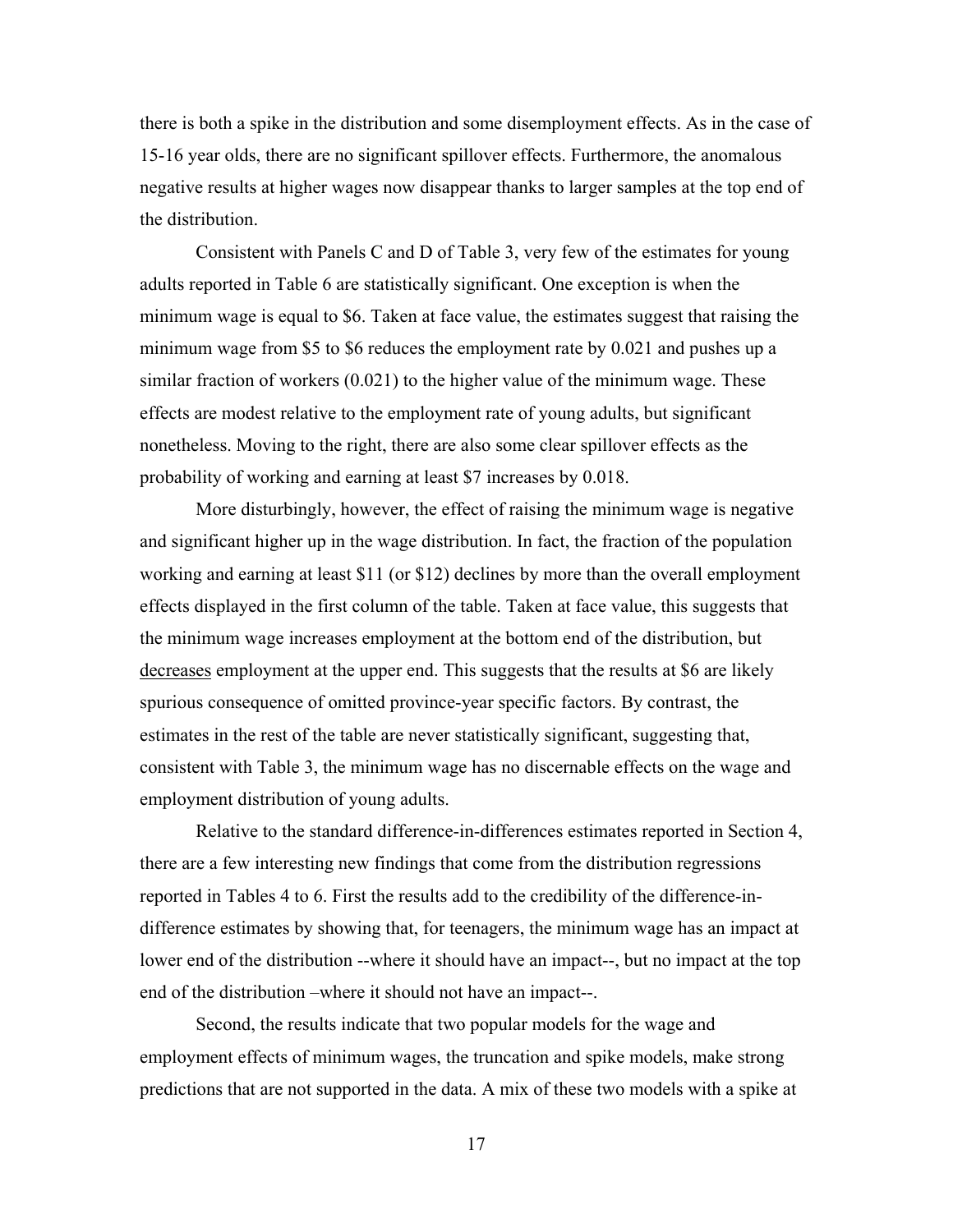there is both a spike in the distribution and some disemployment effects. As in the case of 15-16 year olds, there are no significant spillover effects. Furthermore, the anomalous negative results at higher wages now disappear thanks to larger samples at the top end of the distribution.

Consistent with Panels C and D of Table 3, very few of the estimates for young adults reported in Table 6 are statistically significant. One exception is when the minimum wage is equal to \$6. Taken at face value, the estimates suggest that raising the minimum wage from \$5 to \$6 reduces the employment rate by 0.021 and pushes up a similar fraction of workers (0.021) to the higher value of the minimum wage. These effects are modest relative to the employment rate of young adults, but significant nonetheless. Moving to the right, there are also some clear spillover effects as the probability of working and earning at least \$7 increases by 0.018.

More disturbingly, however, the effect of raising the minimum wage is negative and significant higher up in the wage distribution. In fact, the fraction of the population working and earning at least \$11 (or \$12) declines by more than the overall employment effects displayed in the first column of the table. Taken at face value, this suggests that the minimum wage increases employment at the bottom end of the distribution, but <u>decreases</u> employment at the upper end. This suggests that the results at \$6 are likely spurious consequence of omitted province-year specific factors. By contrast, the estimates in the rest of the table are never statistically significant, suggesting that, consistent with Table 3, the minimum wage has no discernable effects on the wage and employment distribution of young adults.

Relative to the standard difference-in-differences estimates reported in Section 4, there are a few interesting new findings that come from the distribution regressions reported in Tables 4 to 6. First the results add to the credibility of the difference-in-difference estimates by showing that, for teenagers, the minimum wage has an impact at lower end of the distribution --where it should have an impact--, but no impact at the top end of the distribution –where it should not have an impact--.

Second, the results indicate that two popular models for the wage and employment effects of minimum wages, the truncation and spike models, make strong predictions that are not supported in the data. A mix of these two models with a spike at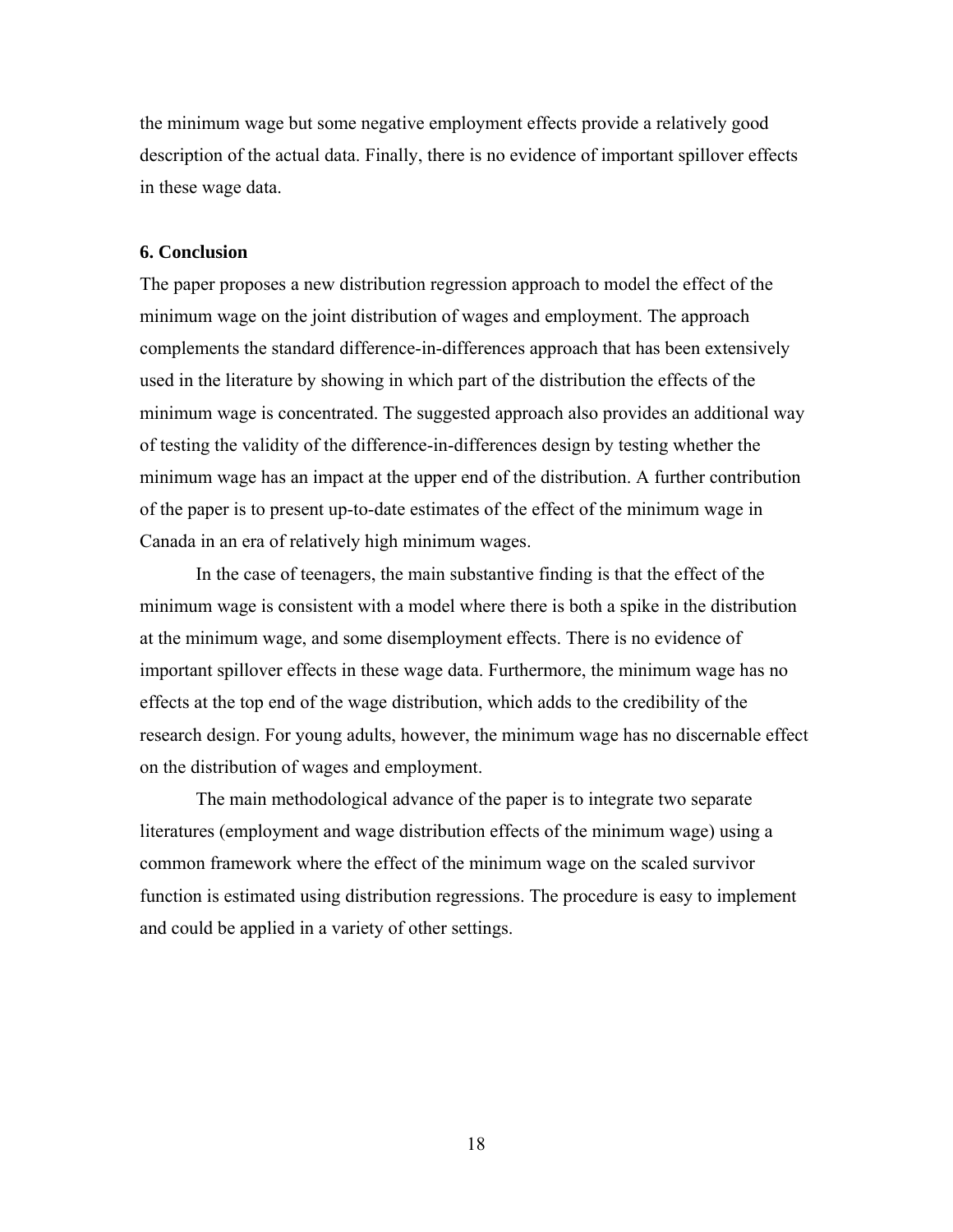the minimum wage but some negative employment effects provide a relatively good description of the actual data. Finally, there is no evidence of important spillover effects in these wage data.

## 6. Conclusion

The paper proposes a new distribution regression approach to model the effect of the minimum wage on the joint distribution of wages and employment. The approach complements the standard difference-in-differences approach that has been extensively used in the literature by showing in which part of the distribution the effects of the minimum wage is concentrated. The suggested approach also provides an additional way of testing the validity of the difference-in-differences design by testing whether the minimum wage has an impact at the upper end of the distribution. A further contribution of the paper is to present up-to-date estimates of the effect of the minimum wage in Canada in an era of relatively high minimum wages.

In the case of teenagers, the main substantive finding is that the effect of the minimum wage is consistent with a model where there is both a spike in the distribution at the minimum wage, and some disemployment effects. There is no evidence of important spillover effects in these wage data. Furthermore, the minimum wage has no effects at the top end of the wage distribution, which adds to the credibility of the research design. For young adults, however, the minimum wage has no discernable effect on the distribution of wages and employment.

The main methodological advance of the paper is to integrate two separate literatures (employment and wage distribution effects of the minimum wage) using a common framework where the effect of the minimum wage on the scaled survivor function is estimated using distribution regressions. The procedure is easy to implement and could be applied in a variety of other settings.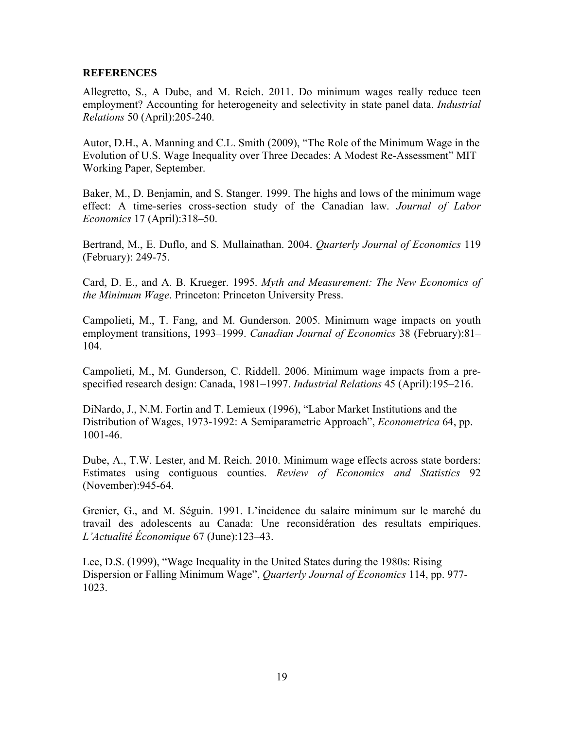## REFERENCES

Allegretto, S., A Dube, and M. Reich. 2011. Do minimum wages really reduce teen employment? Accounting for heterogeneity and selectivity in state panel data. *Industrial Relations* 50 (April):205-240.

Autor, D.H., A. Manning and C.L. Smith (2009), "The Role of the Minimum Wage in the Evolution of U.S. Wage Inequality over Three Decades: A Modest Re-Assessment" MIT Working Paper, September.

Baker, M., D. Benjamin, and S. Stanger. 1999. The highs and lows of the minimum wage effect: A time-series cross-section study of the Canadian law. *Journal of Labor Economics* 17 (April):318–50.

Bertrand, M., E. Duflo, and S. Mullainathan. 2004. *Quarterly Journal of Economics* 119 (February): 249-75.

Card, D. E., and A. B. Krueger. 1995. *Myth and Measurement: The New Economics of the Minimum Wage*. Princeton: Princeton University Press.

Campolieti, M., T. Fang, and M. Gunderson. 2005. Minimum wage impacts on youth employment transitions, 1993–1999. *Canadian Journal of Economics* 38 (February):81–104.

Campolieti, M., M. Gunderson, C. Riddell. 2006. Minimum wage impacts from a pre-specified research design: Canada, 1981–1997. *Industrial Relations* 45 (April):195–216.

DiNardo, J., N.M. Fortin and T. Lemieux (1996), "Labor Market Institutions and the Distribution of Wages, 1973-1992: A Semiparametric Approach", *Econometrica* 64, pp. 1001-46.

Dube, A., T.W. Lester, and M. Reich. 2010. Minimum wage effects across state borders: Estimates using contiguous counties. *Review of Economics and Statistics* 92 (November):945-64.

Grenier, G., and M. Séguin. 1991. L'incidence du salaire minimum sur le marché du travail des adolescents au Canada: Une reconsidération des resultats empiriques. *L'Actualité Économique* 67 (June):123–43.

Lee, D.S. (1999), "Wage Inequality in the United States during the 1980s: Rising Dispersion or Falling Minimum Wage", *Quarterly Journal of Economics* 114, pp. 977-1023.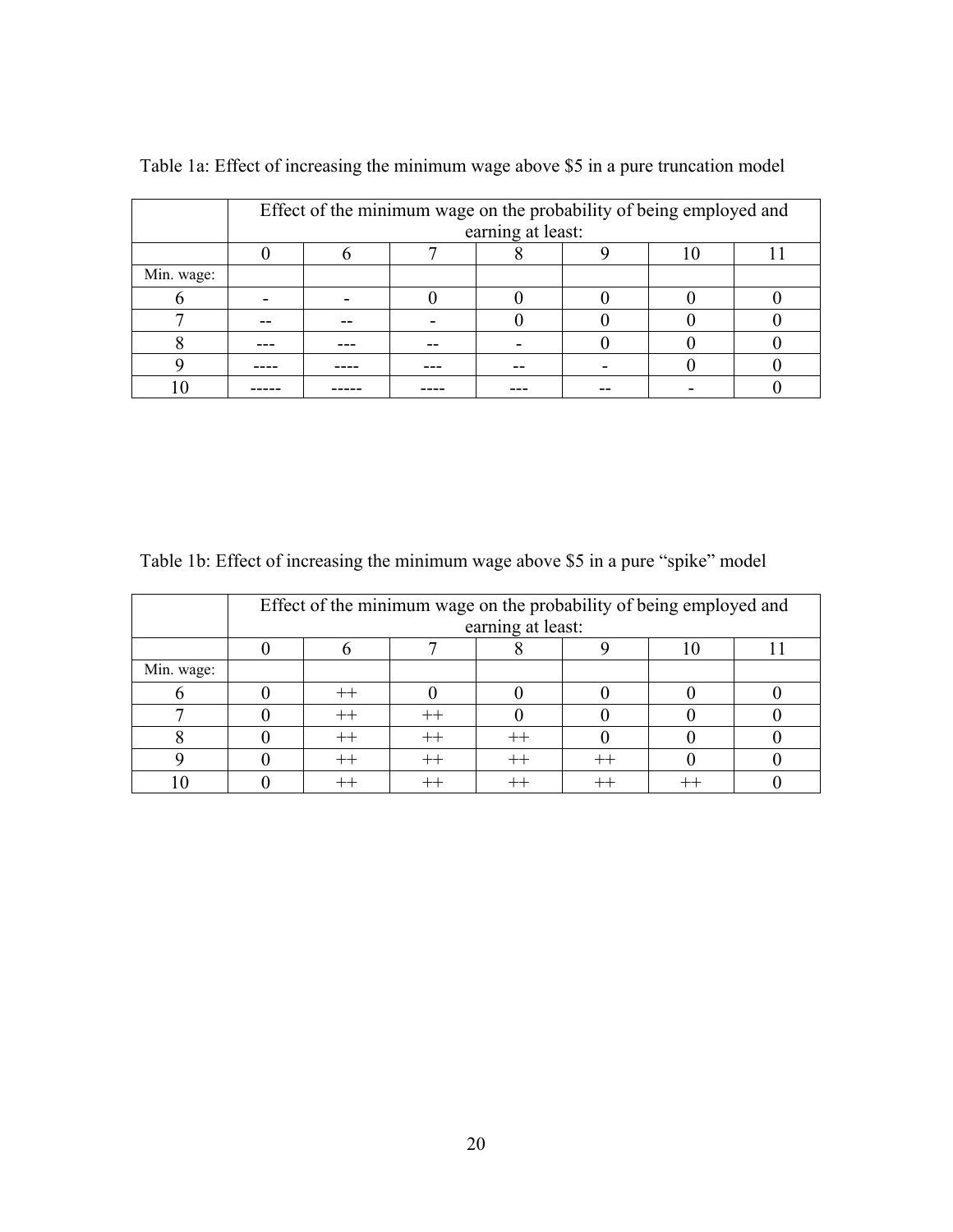Table 1a: Effect of increasing the minimum wage above $5 in a pure truncation model

| | Effect of the minimum wage on the probability of being employed and earning at least: | | | | | | |
|---|---|---|---|---|---|---|---|
| | 0 | 6 | 7 | 8 | 9 | 10 | 11 |
| Min. wage: | | | | | | | |
| 6 | - | - | 0 | 0 | 0 | 0 | 0 |
| 7 | -- | -- | - | 0 | 0 | 0 | 0 |
| 8 | --- | --- | -- | - | 0 | 0 | 0 |
| 9 | ---- | ---- | --- | -- | - | 0 | 0 |
| 10 | ----- | ----- | ---- | --- | -- | - | 0 |

Table 1b: Effect of increasing the minimum wage above $5 in a pure "spike" model

| | Effect of the minimum wage on the probability of being employed and earning at least: | | | | | | |
|---|---|---|---|---|---|---|---|
| | 0 | 6 | 7 | 8 | 9 | 10 | 11 |
| Min. wage: | | | | | | | |
| 6 | 0 | ++ | 0 | 0 | 0 | 0 | 0 |
| 7 | 0 | ++ | ++ | 0 | 0 | 0 | 0 |
| 8 | 0 | ++ | ++ | ++ | 0 | 0 | 0 |
| 9 | 0 | ++ | ++ | ++ | ++ | 0 | 0 |
| 10 | 0 | ++ | ++ | ++ | ++ | ++ | 0 |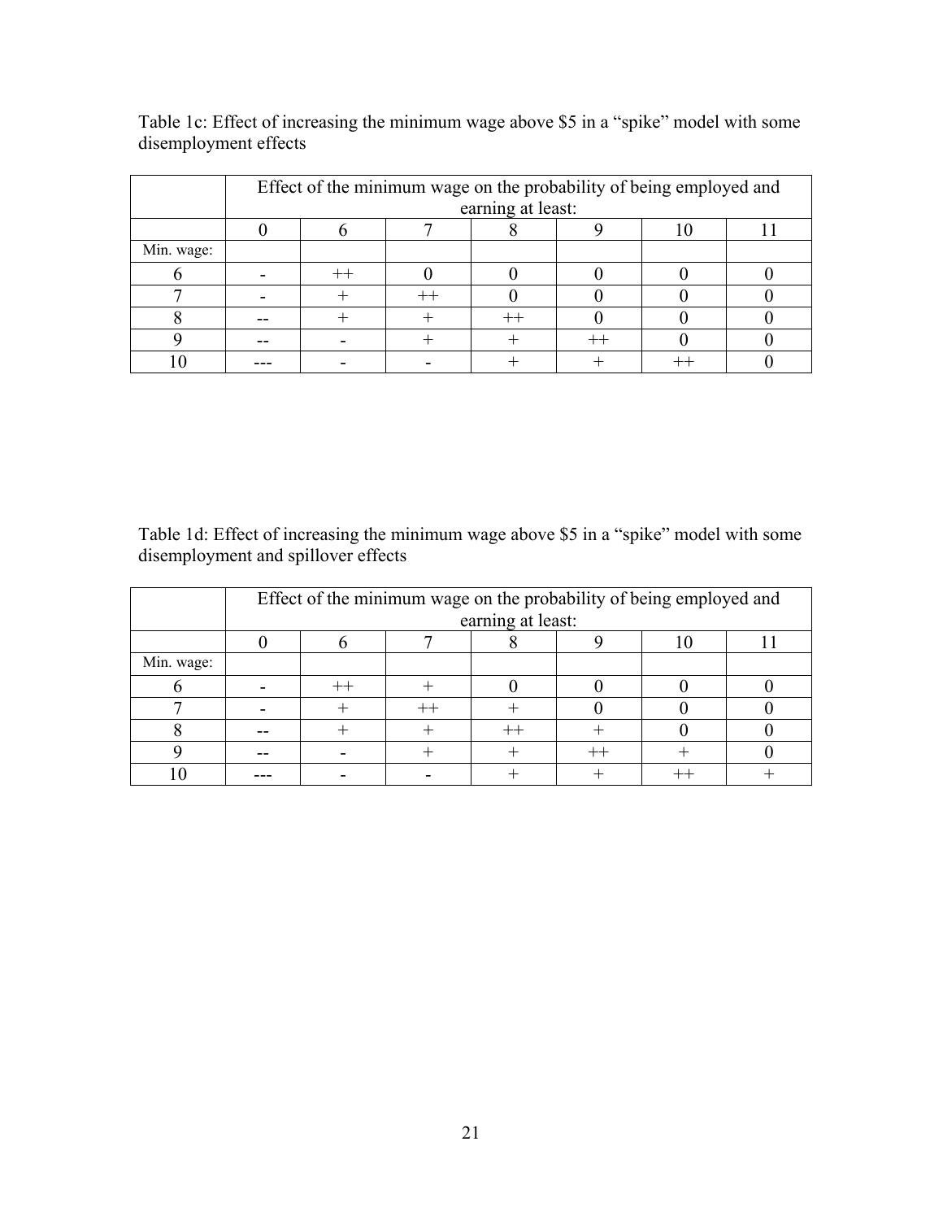Table 1c: Effect of increasing the minimum wage above $5 in a "spike" model with some disemployment effects

| | Effect of the minimum wage on the probability of being employed and earning at least: | | | | | | |
|---|---|---|---|---|---|---|---|
| | 0 | 6 | 7 | 8 | 9 | 10 | 11 |
| Min. wage: | | | | | | | |
| 6 | - | ++ | 0 | 0 | 0 | 0 | 0 |
| 7 | - | + | ++ | 0 | 0 | 0 | 0 |
| 8 | -- | + | + | ++ | 0 | 0 | 0 |
| 9 | -- | - | + | + | ++ | 0 | 0 |
| 10 | --- | - | - | + | + | ++ | 0 |

Table 1d: Effect of increasing the minimum wage above $5 in a "spike" model with some disemployment and spillover effects

| | Effect of the minimum wage on the probability of being employed and earning at least: | | | | | | |
|---|---|---|---|---|---|---|---|
| | 0 | 6 | 7 | 8 | 9 | 10 | 11 |
| Min. wage: | | | | | | | |
| 6 | - | ++ | + | 0 | 0 | 0 | 0 |
| 7 | - | + | ++ | + | 0 | 0 | 0 |
| 8 | -- | + | + | ++ | + | 0 | 0 |
| 9 | -- | - | + | + | ++ | + | 0 |
| 10 | --- | - | - | + | + | ++ | + |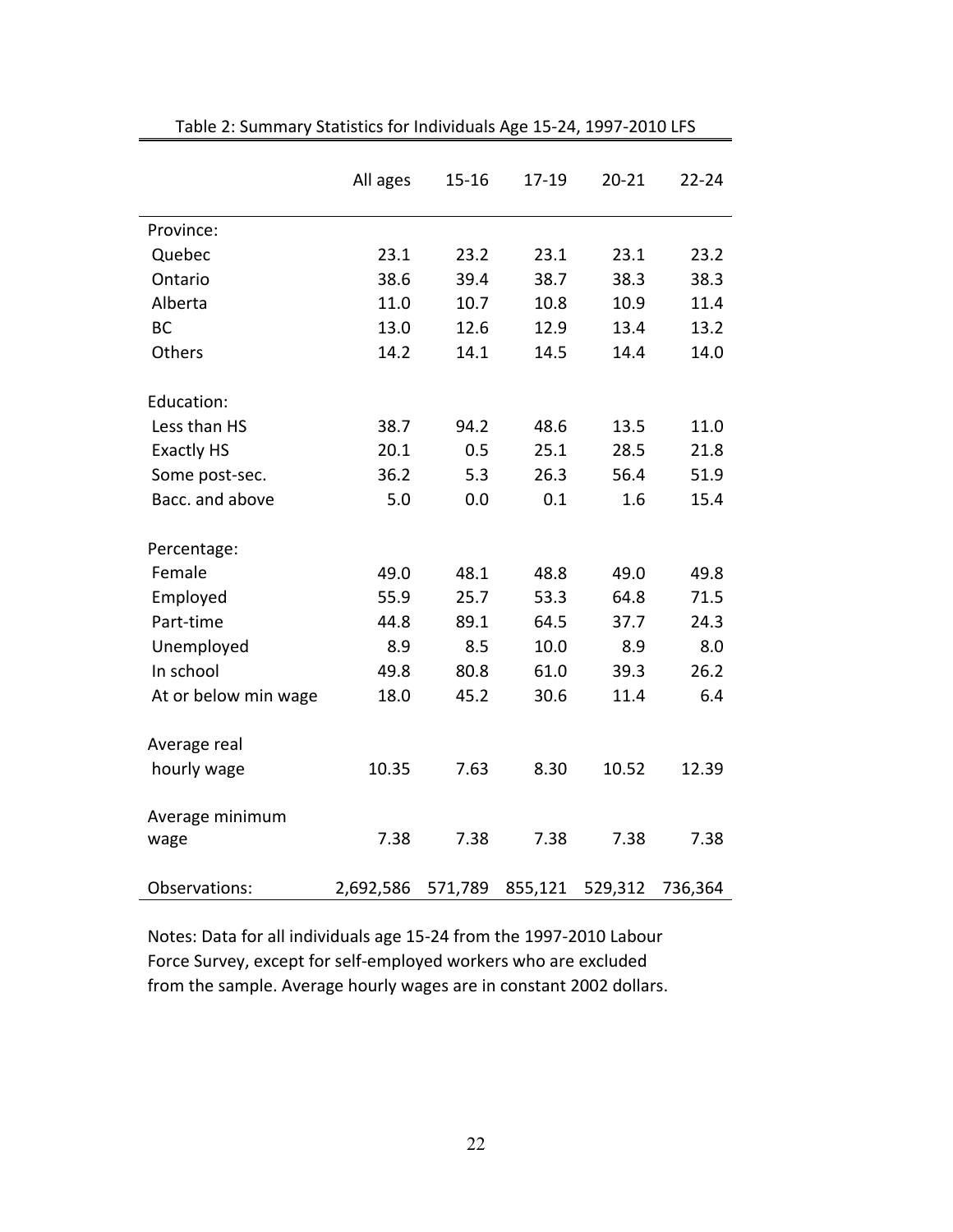Table 2: Summary Statistics for Individuals Age 15-24, 1997-2010 LFS

| | All ages | 15-16 | 17-19 | 20-21 | 22-24 |
|---|---|---|---|---|---|
| Province: | | | | | |
| Quebec | 23.1 | 23.2 | 23.1 | 23.1 | 23.2 |
| Ontario | 38.6 | 39.4 | 38.7 | 38.3 | 38.3 |
| Alberta | 11.0 | 10.7 | 10.8 | 10.9 | 11.4 |
| BC | 13.0 | 12.6 | 12.9 | 13.4 | 13.2 |
| Others | 14.2 | 14.1 | 14.5 | 14.4 | 14.0 |
| Education: | | | | | |
| Less than HS | 38.7 | 94.2 | 48.6 | 13.5 | 11.0 |
| Exactly HS | 20.1 | 0.5 | 25.1 | 28.5 | 21.8 |
| Some post-sec. | 36.2 | 5.3 | 26.3 | 56.4 | 51.9 |
| Bacc. and above | 5.0 | 0.0 | 0.1 | 1.6 | 15.4 |
| Percentage: | | | | | |
| Female | 49.0 | 48.1 | 48.8 | 49.0 | 49.8 |
| Employed | 55.9 | 25.7 | 53.3 | 64.8 | 71.5 |
| Part-time | 44.8 | 89.1 | 64.5 | 37.7 | 24.3 |
| Unemployed | 8.9 | 8.5 | 10.0 | 8.9 | 8.0 |
| In school | 49.8 | 80.8 | 61.0 | 39.3 | 26.2 |
| At or below min wage | 18.0 | 45.2 | 30.6 | 11.4 | 6.4 |
| Average real hourly wage | 10.35 | 7.63 | 8.30 | 10.52 | 12.39 |
| Average minimum wage | 7.38 | 7.38 | 7.38 | 7.38 | 7.38 |
| Observations: | 2,692,586 | 571,789 | 855,121 | 529,312 | 736,364 |

Notes: Data for all individuals age 15-24 from the 1997-2010 Labour Force Survey, except for self-employed workers who are excluded from the sample. Average hourly wages are in constant 2002 dollars.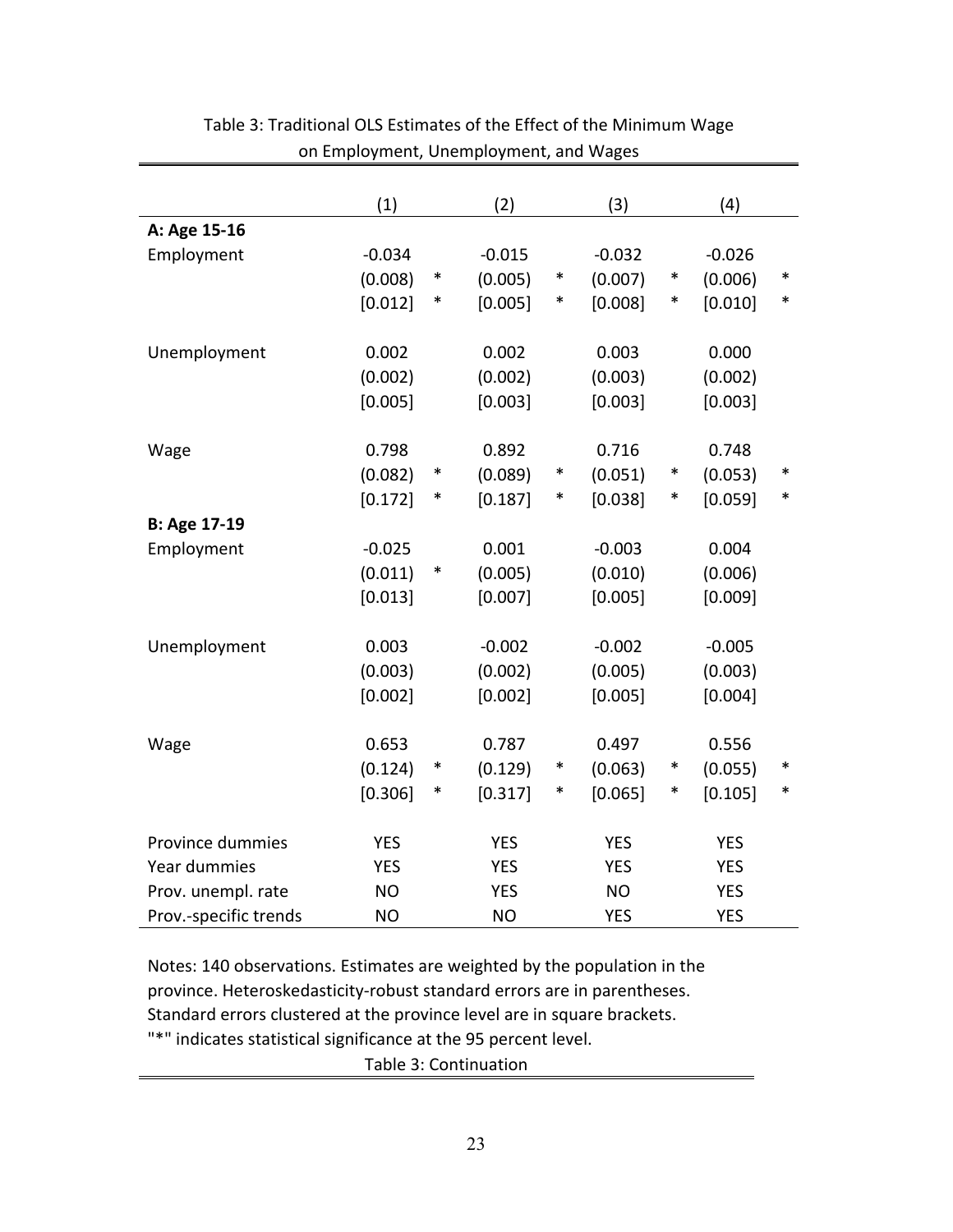Table 3: Traditional OLS Estimates of the Effect of the Minimum Wage on Employment, Unemployment, and Wages

| | (1) | | (2) | | (3) | | (4) | |
|---|---|---|---|---|---|---|---|---|
| **A: Age 15-16** | | | | | | | | |
| Employment | -0.034 | | -0.015 | | -0.032 | | -0.026 | |
| | (0.008) | * | (0.005) | * | (0.007) | * | (0.006) | * |
| | [0.012] | * | [0.005] | * | [0.008] | * | [0.010] | * |
| Unemployment | 0.002 | | 0.002 | | 0.003 | | 0.000 | |
| | (0.002) | | (0.002) | | (0.003) | | (0.002) | |
| | [0.005] | | [0.003] | | [0.003] | | [0.003] | |
| Wage | 0.798 | | 0.892 | | 0.716 | | 0.748 | |
| | (0.082) | * | (0.089) | * | (0.051) | * | (0.053) | * |
| | [0.172] | * | [0.187] | * | [0.038] | * | [0.059] | * |
| **B: Age 17-19** | | | | | | | | |
| Employment | -0.025 | | 0.001 | | -0.003 | | 0.004 | |
| | (0.011) | * | (0.005) | | (0.010) | | (0.006) | |
| | [0.013] | | [0.007] | | [0.005] | | [0.009] | |
| Unemployment | 0.003 | | -0.002 | | -0.002 | | -0.005 | |
| | (0.003) | | (0.002) | | (0.005) | | (0.003) | |
| | [0.002] | | [0.002] | | [0.005] | | [0.004] | |
| Wage | 0.653 | | 0.787 | | 0.497 | | 0.556 | |
| | (0.124) | * | (0.129) | * | (0.063) | * | (0.055) | * |
| | [0.306] | * | [0.317] | * | [0.065] | * | [0.105] | * |
| Province dummies | YES | | YES | | YES | | YES | |
| Year dummies | YES | | YES | | YES | | YES | |
| Prov. unempl. rate | NO | | YES | | NO | | YES | |
| Prov.-specific trends | NO | | NO | | YES | | YES | |

Notes: 140 observations. Estimates are weighted by the population in the province. Heteroskedasticity-robust standard errors are in parentheses. Standard errors clustered at the province level are in square brackets. "*" indicates statistical significance at the 95 percent level.

Table 3: Continuation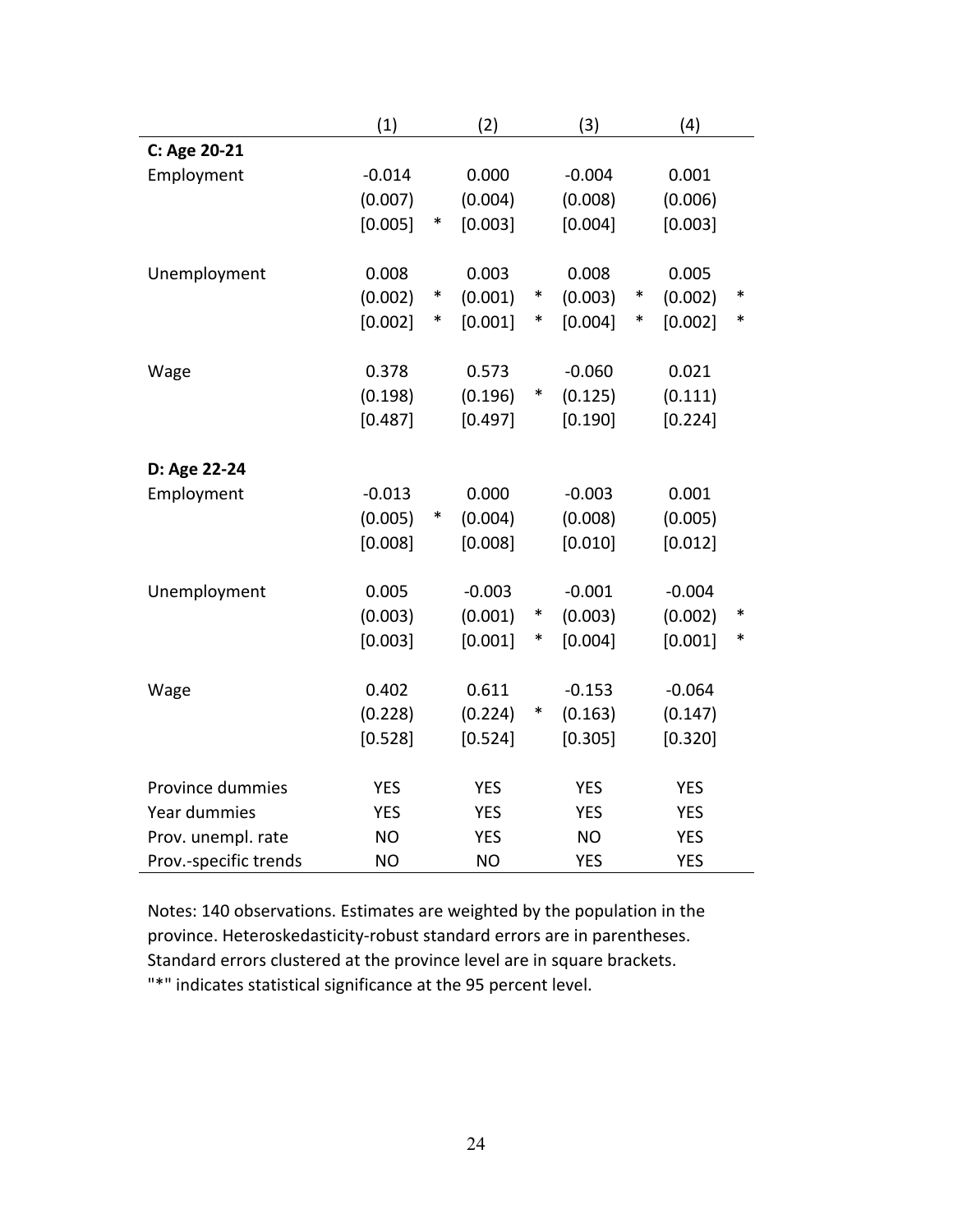| | (1) | | (2) | | (3) | | (4) | |
|---|---|---|---|---|---|---|---|---|
| **C: Age 20-21** | | | | | | | | |
| Employment | -0.014 | | 0.000 | | -0.004 | | 0.001 | |
| | (0.007) | | (0.004) | | (0.008) | | (0.006) | |
| | [0.005] | * | [0.003] | | [0.004] | | [0.003] | |
| Unemployment | 0.008 | | 0.003 | | 0.008 | | 0.005 | |
| | (0.002) | * | (0.001) | * | (0.003) | * | (0.002) | * |
| | [0.002] | * | [0.001] | * | [0.004] | * | [0.002] | * |
| Wage | 0.378 | | 0.573 | | -0.060 | | 0.021 | |
| | (0.198) | | (0.196) | * | (0.125) | | (0.111) | |
| | [0.487] | | [0.497] | | [0.190] | | [0.224] | |
| **D: Age 22-24** | | | | | | | | |
| Employment | -0.013 | | 0.000 | | -0.003 | | 0.001 | |
| | (0.005) | * | (0.004) | | (0.008) | | (0.005) | |
| | [0.008] | | [0.008] | | [0.010] | | [0.012] | |
| Unemployment | 0.005 | | -0.003 | | -0.001 | | -0.004 | |
| | (0.003) | | (0.001) | * | (0.003) | | (0.002) | * |
| | [0.003] | | [0.001] | * | [0.004] | | [0.001] | * |
| Wage | 0.402 | | 0.611 | | -0.153 | | -0.064 | |
| | (0.228) | | (0.224) | * | (0.163) | | (0.147) | |
| | [0.528] | | [0.524] | | [0.305] | | [0.320] | |
| Province dummies | YES | | YES | | YES | | YES | |
| Year dummies | YES | | YES | | YES | | YES | |
| Prov. unempl. rate | NO | | YES | | NO | | YES | |
| Prov.-specific trends | NO | | NO | | YES | | YES | |

Notes: 140 observations. Estimates are weighted by the population in the province. Heteroskedasticity-robust standard errors are in parentheses. Standard errors clustered at the province level are in square brackets. "*" indicates statistical significance at the 95 percent level.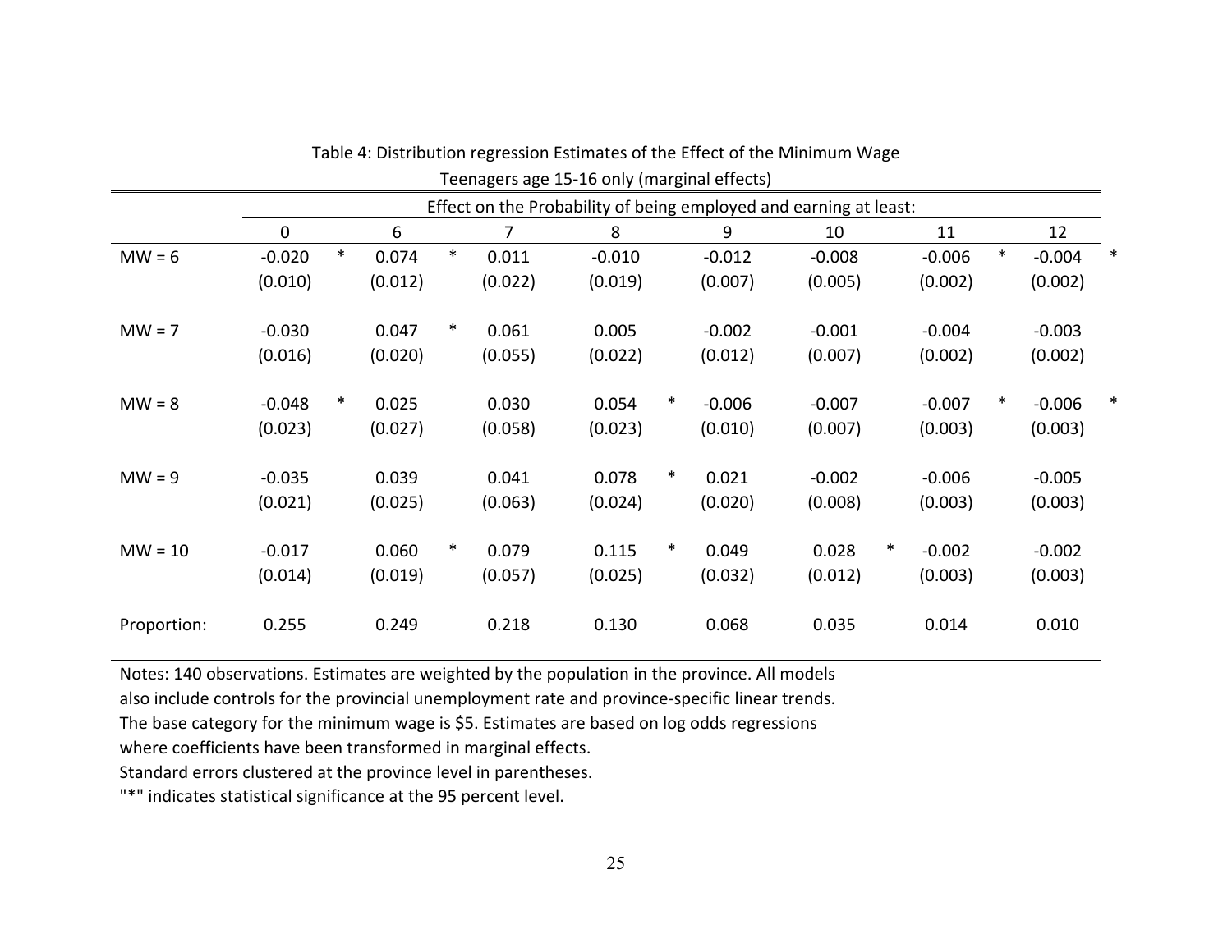Table 4: Distribution regression Estimates of the Effect of the Minimum Wage

Teenagers age 15-16 only (marginal effects)

| | Effect on the Probability of being employed and earning at least: | | | | | | | |
|---|---|---|---|---|---|---|---|---|
| | 0 | 6 | 7 | 8 | 9 | 10 | 11 | 12 |
| MW = 6 | -0.020 * | 0.074 * | 0.011 | -0.010 | -0.012 | -0.008 | -0.006 * | -0.004 * |
| | (0.010) | (0.012) | (0.022) | (0.019) | (0.007) | (0.005) | (0.002) | (0.002) |
| MW = 7 | -0.030 | 0.047 * | 0.061 | 0.005 | -0.002 | -0.001 | -0.004 | -0.003 |
| | (0.016) | (0.020) | (0.055) | (0.022) | (0.012) | (0.007) | (0.002) | (0.002) |
| MW = 8 | -0.048 * | 0.025 | 0.030 | 0.054 * | -0.006 | -0.007 | -0.007 * | -0.006 * |
| | (0.023) | (0.027) | (0.058) | (0.023) | (0.010) | (0.007) | (0.003) | (0.003) |
| MW = 9 | -0.035 | 0.039 | 0.041 | 0.078 * | 0.021 | -0.002 | -0.006 | -0.005 |
| | (0.021) | (0.025) | (0.063) | (0.024) | (0.020) | (0.008) | (0.003) | (0.003) |
| MW = 10 | -0.017 | 0.060 * | 0.079 | 0.115 * | 0.049 | 0.028 * | -0.002 | -0.002 |
| | (0.014) | (0.019) | (0.057) | (0.025) | (0.032) | (0.012) | (0.003) | (0.003) |
| Proportion: | 0.255 | 0.249 | 0.218 | 0.130 | 0.068 | 0.035 | 0.014 | 0.010 |

Notes: 140 observations. Estimates are weighted by the population in the province. All models also include controls for the provincial unemployment rate and province-specific linear trends. The base category for the minimum wage is $5. Estimates are based on log odds regressions where coefficients have been transformed in marginal effects.

Standard errors clustered at the province level in parentheses.

"*" indicates statistical significance at the 95 percent level.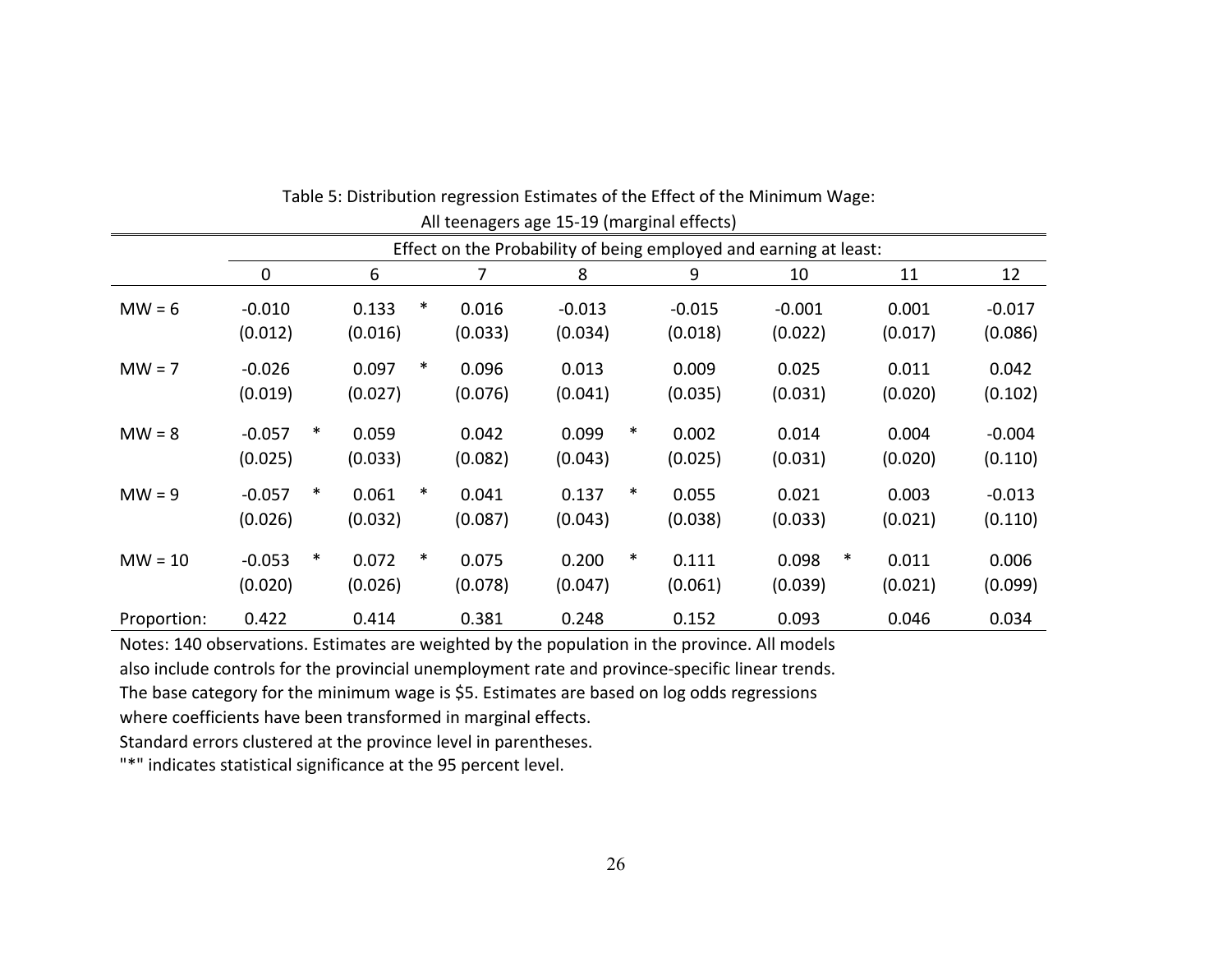Table 5: Distribution regression Estimates of the Effect of the Minimum Wage: All teenagers age 15-19 (marginal effects)

| | Effect on the Probability of being employed and earning at least: | | | | | | | |
|---|---|---|---|---|---|---|---|---|
| | 0 | 6 | 7 | 8 | 9 | 10 | 11 | 12 |
| MW = 6 | -0.010 | 0.133 * | 0.016 | -0.013 | -0.015 | -0.001 | 0.001 | -0.017 |
| | (0.012) | (0.016) | (0.033) | (0.034) | (0.018) | (0.022) | (0.017) | (0.086) |
| MW = 7 | -0.026 | 0.097 * | 0.096 | 0.013 | 0.009 | 0.025 | 0.011 | 0.042 |
| | (0.019) | (0.027) | (0.076) | (0.041) | (0.035) | (0.031) | (0.020) | (0.102) |
| MW = 8 | -0.057 * | 0.059 | 0.042 | 0.099 * | 0.002 | 0.014 | 0.004 | -0.004 |
| | (0.025) | (0.033) | (0.082) | (0.043) | (0.025) | (0.031) | (0.020) | (0.110) |
| MW = 9 | -0.057 * | 0.061 * | 0.041 | 0.137 * | 0.055 | 0.021 | 0.003 | -0.013 |
| | (0.026) | (0.032) | (0.087) | (0.043) | (0.038) | (0.033) | (0.021) | (0.110) |
| MW = 10 | -0.053 * | 0.072 * | 0.075 | 0.200 * | 0.111 | 0.098 * | 0.011 | 0.006 |
| | (0.020) | (0.026) | (0.078) | (0.047) | (0.061) | (0.039) | (0.021) | (0.099) |
| Proportion: | 0.422 | 0.414 | 0.381 | 0.248 | 0.152 | 0.093 | 0.046 | 0.034 |

Notes: 140 observations. Estimates are weighted by the population in the province. All models also include controls for the provincial unemployment rate and province-specific linear trends. The base category for the minimum wage is $5. Estimates are based on log odds regressions where coefficients have been transformed in marginal effects.
Standard errors clustered at the province level in parentheses.
"*" indicates statistical significance at the 95 percent level.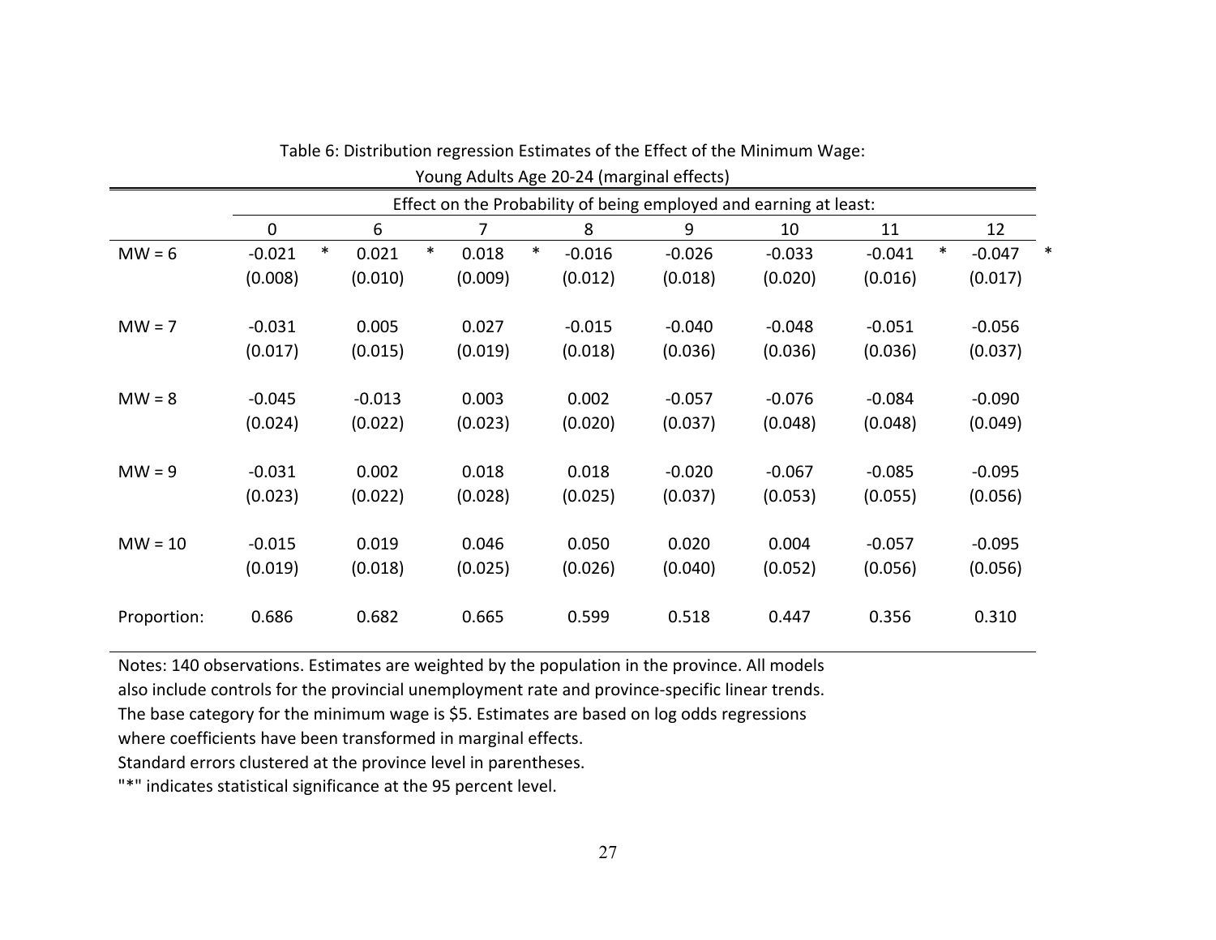Table 6: Distribution regression Estimates of the Effect of the Minimum Wage:
Young Adults Age 20-24 (marginal effects)

| | Effect on the Probability of being employed and earning at least: | | | | | | | |
|---|---|---|---|---|---|---|---|---|
| | 0 | 6 | 7 | 8 | 9 | 10 | 11 | 12 |
| MW = 6 | -0.021 * | 0.021 * | 0.018 * | -0.016 | -0.026 | -0.033 | -0.041 * | -0.047 * |
| | (0.008) | (0.010) | (0.009) | (0.012) | (0.018) | (0.020) | (0.016) | (0.017) |
| MW = 7 | -0.031 | 0.005 | 0.027 | -0.015 | -0.040 | -0.048 | -0.051 | -0.056 |
| | (0.017) | (0.015) | (0.019) | (0.018) | (0.036) | (0.036) | (0.036) | (0.037) |
| MW = 8 | -0.045 | -0.013 | 0.003 | 0.002 | -0.057 | -0.076 | -0.084 | -0.090 |
| | (0.024) | (0.022) | (0.023) | (0.020) | (0.037) | (0.048) | (0.048) | (0.049) |
| MW = 9 | -0.031 | 0.002 | 0.018 | 0.018 | -0.020 | -0.067 | -0.085 | -0.095 |
| | (0.023) | (0.022) | (0.028) | (0.025) | (0.037) | (0.053) | (0.055) | (0.056) |
| MW = 10 | -0.015 | 0.019 | 0.046 | 0.050 | 0.020 | 0.004 | -0.057 | -0.095 |
| | (0.019) | (0.018) | (0.025) | (0.026) | (0.040) | (0.052) | (0.056) | (0.056) |
| Proportion: | 0.686 | 0.682 | 0.665 | 0.599 | 0.518 | 0.447 | 0.356 | 0.310 |

Notes: 140 observations. Estimates are weighted by the population in the province. All models also include controls for the provincial unemployment rate and province-specific linear trends. The base category for the minimum wage is $5. Estimates are based on log odds regressions where coefficients have been transformed in marginal effects.
Standard errors clustered at the province level in parentheses.
"*" indicates statistical significance at the 95 percent level.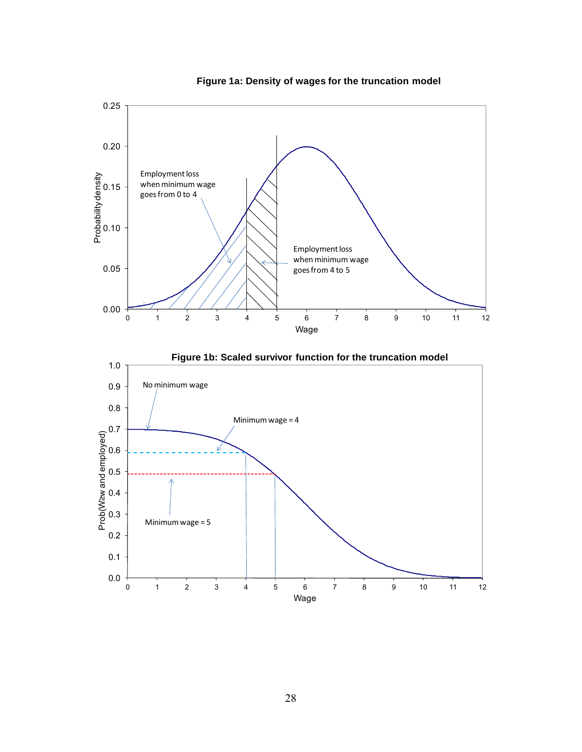**Figure 1a: Density of wages for the truncation model**

**Figure 1b: Scaled survivor function for the truncation model**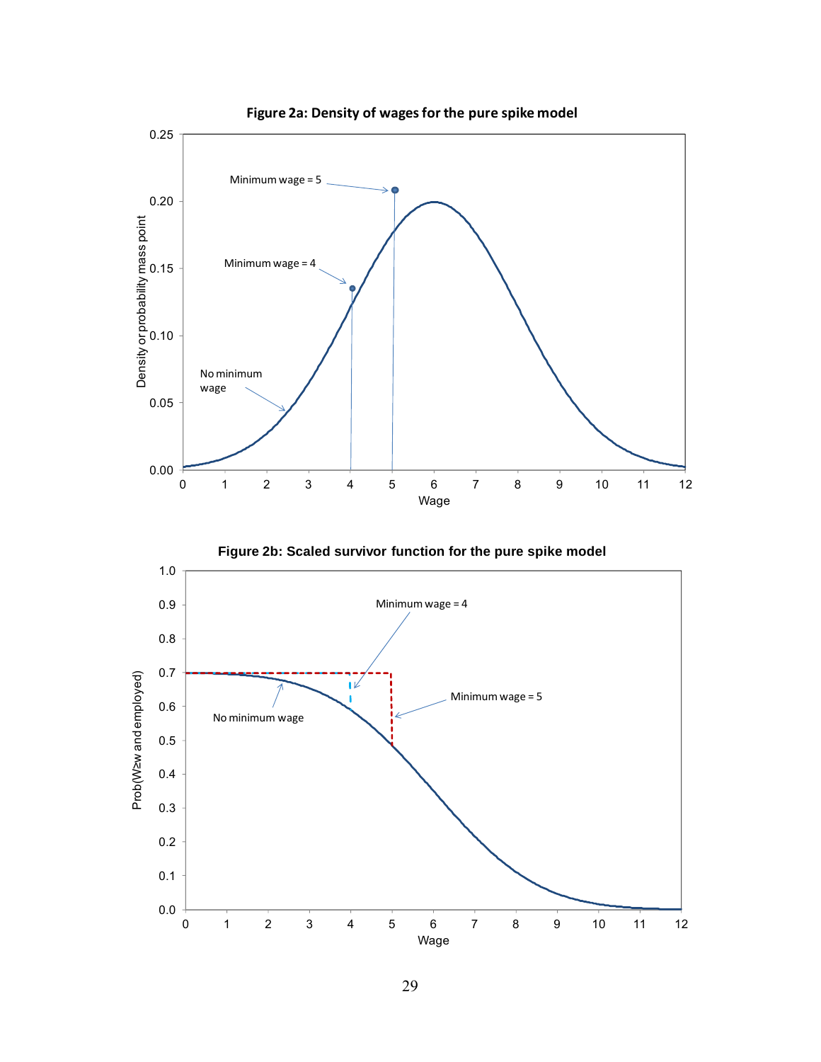**Figure 2a: Density of wages for the pure spike model**

**Figure 2b: Scaled survivor function for the pure spike model**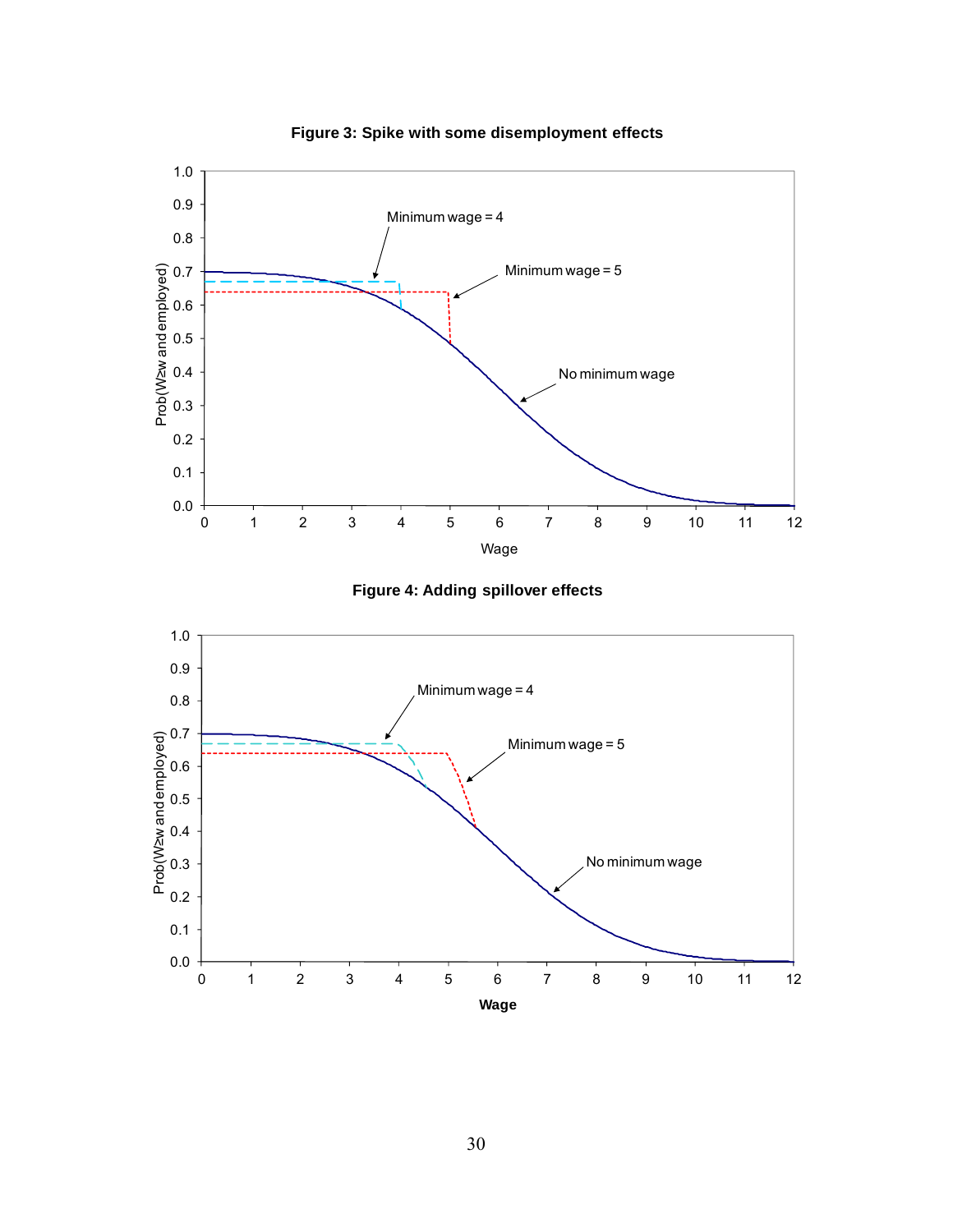**Figure 3: Spike with some disemployment effects**

**Figure 4: Adding spillover effects**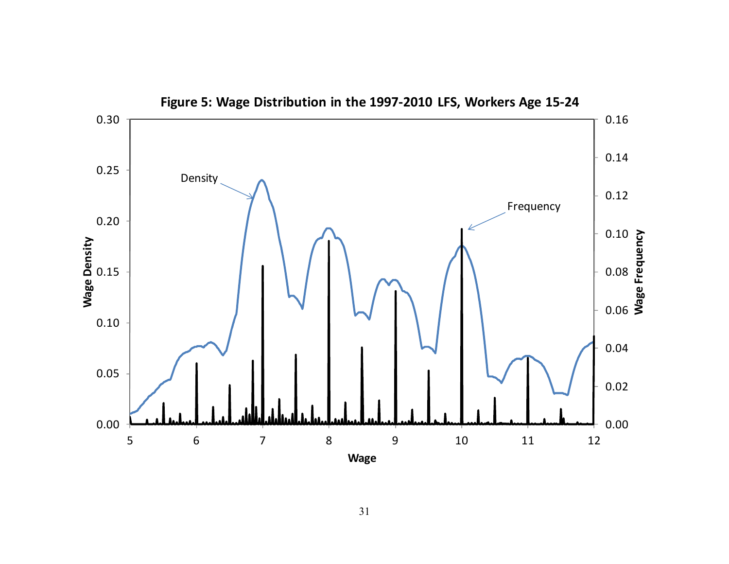**Figure 5: Wage Distribution in the 1997-2010 LFS, Workers Age 15-24**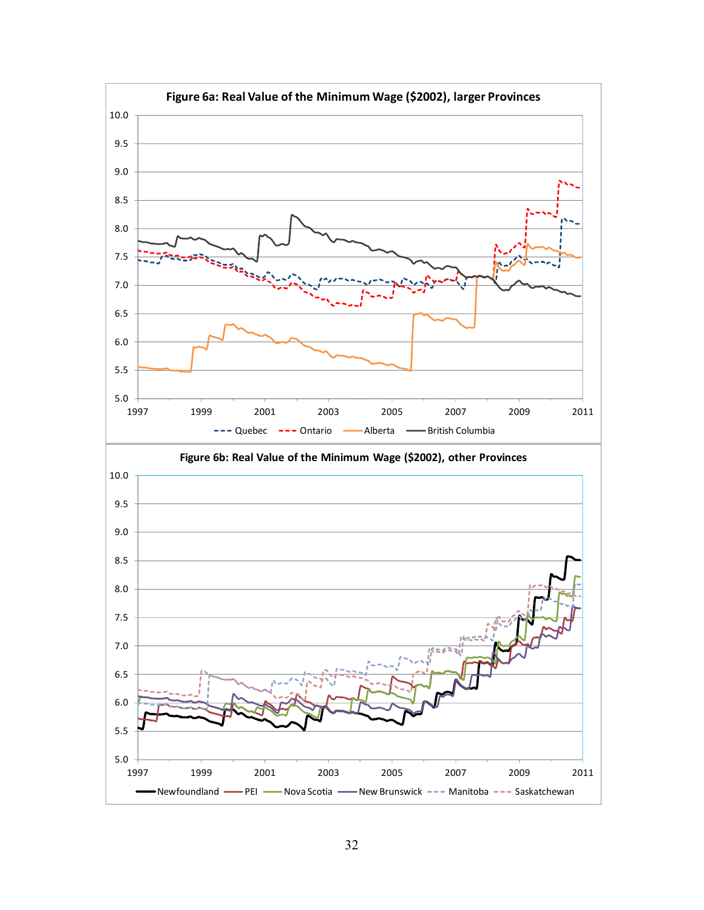**Figure 6a: Real Value of the Minimum Wage ($2002), larger Provinces**

**Figure 6b: Real Value of the Minimum Wage ($2002), other Provinces**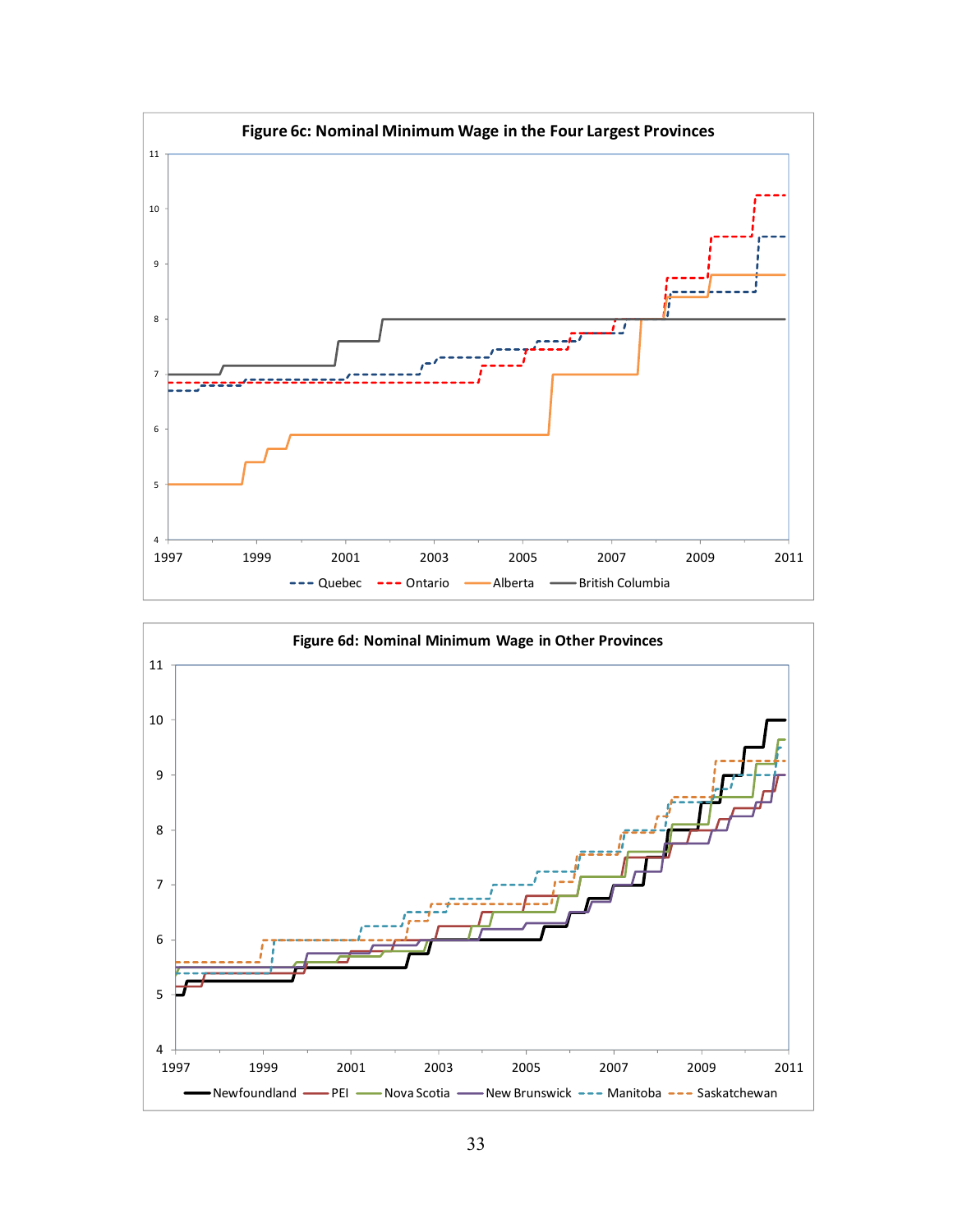**Figure 6c: Nominal Minimum Wage in the Four Largest Provinces**

**Figure 6d: Nominal Minimum Wage in Other Provinces**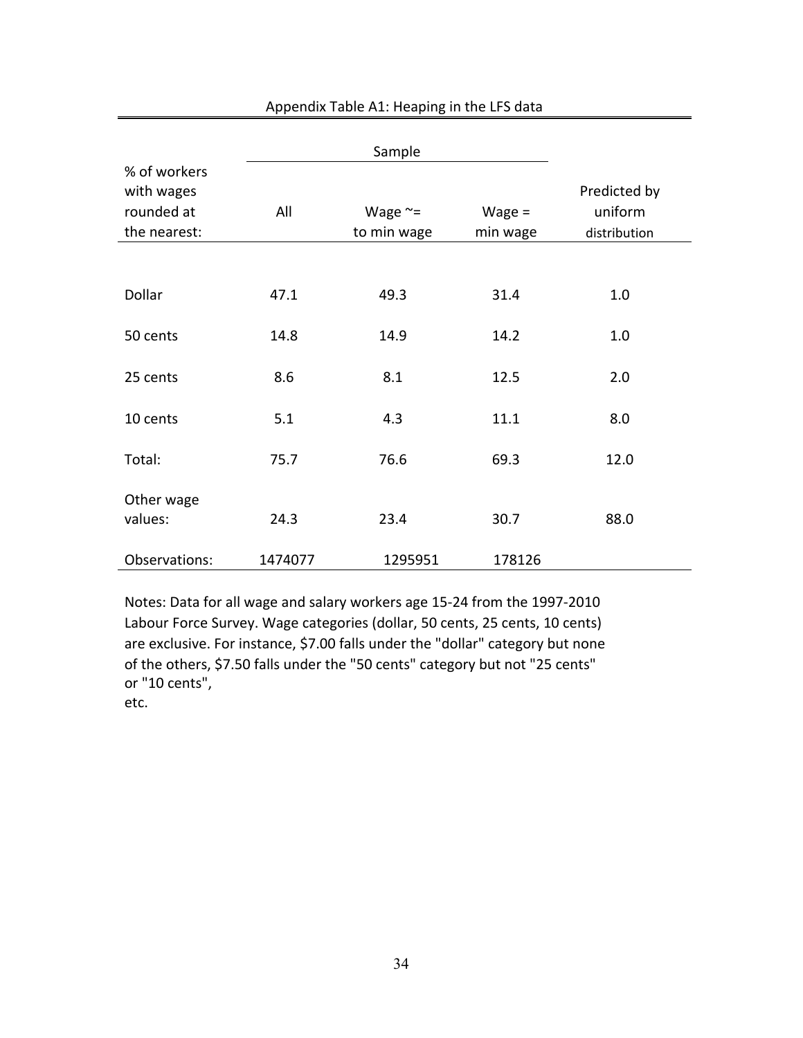Appendix Table A1: Heaping in the LFS data

| % of workers with wages rounded at the nearest: | Sample | | | Predicted by uniform distribution |
|---|---|---|---|---|
| | All | Wage ~= to min wage | Wage = min wage | |
| Dollar | 47.1 | 49.3 | 31.4 | 1.0 |
| 50 cents | 14.8 | 14.9 | 14.2 | 1.0 |
| 25 cents | 8.6 | 8.1 | 12.5 | 2.0 |
| 10 cents | 5.1 | 4.3 | 11.1 | 8.0 |
| Total: | 75.7 | 76.6 | 69.3 | 12.0 |
| Other wage values: | 24.3 | 23.4 | 30.7 | 88.0 |
| Observations: | 1474077 | 1295951 | 178126 | |

Notes: Data for all wage and salary workers age 15-24 from the 1997-2010 Labour Force Survey. Wage categories (dollar, 50 cents, 25 cents, 10 cents) are exclusive. For instance, $7.00 falls under the "dollar" category but none of the others, $7.50 falls under the "50 cents" category but not "25 cents" or "10 cents",
etc.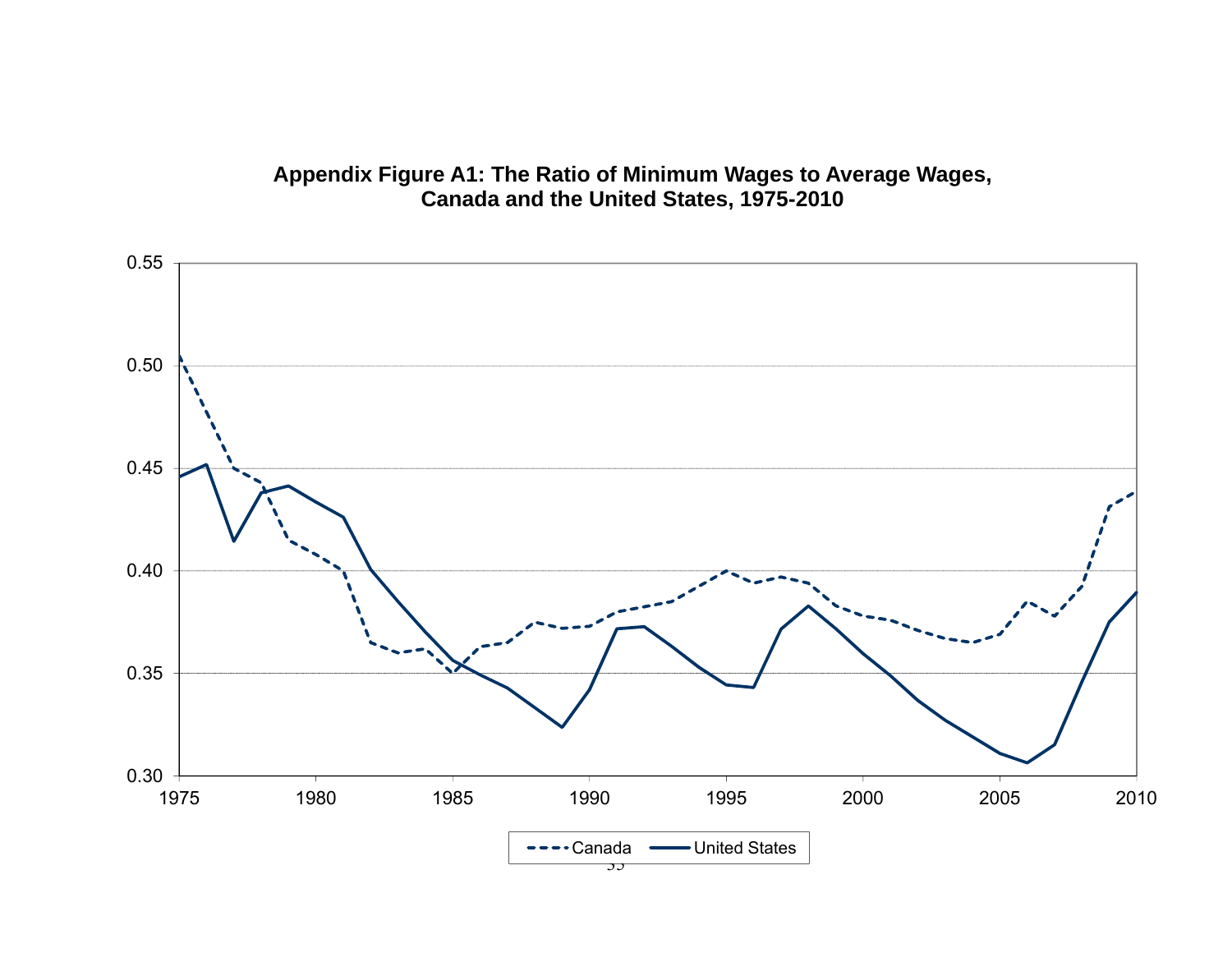**Appendix Figure A1: The Ratio of Minimum Wages to Average Wages, Canada and the United States, 1975-2010**

0.55
0.50
0.45
0.40
0.35
0.30

1975 1980 1985 1990 1995 2000 2005 2010

Canada United States